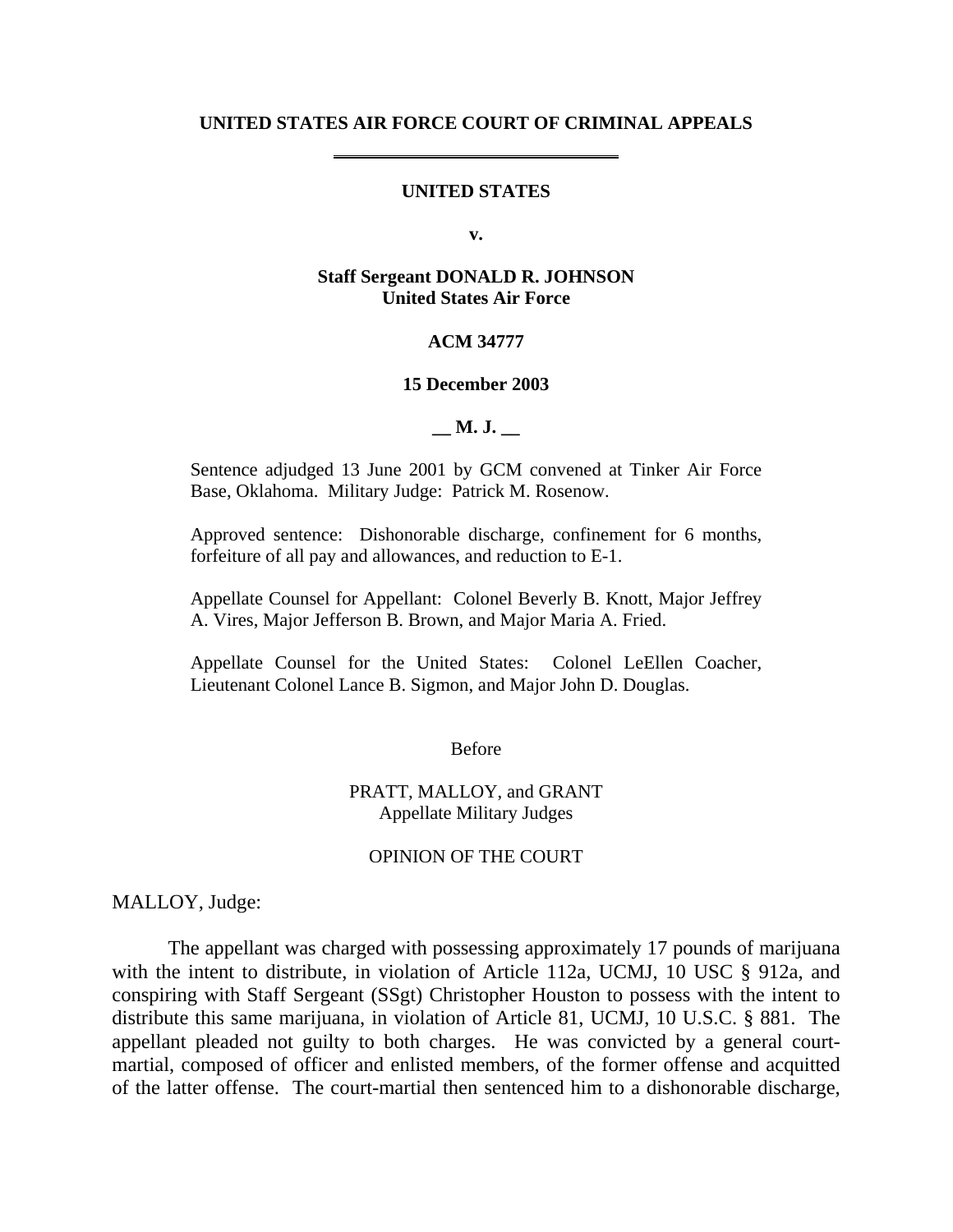**UNITED STATES AIR FORCE COURT OF CRIMINAL APPEALS**

---

**UNITED STATES**

**v.**

**Staff Sergeant DONALD R. JOHNSON**
**United States Air Force**

**ACM 34777**

**15 December 2003**

**__ M. J. __**

Sentence adjudged 13 June 2001 by GCM convened at Tinker Air Force Base, Oklahoma. Military Judge: Patrick M. Rosenow.

Approved sentence: Dishonorable discharge, confinement for 6 months, forfeiture of all pay and allowances, and reduction to E-1.

Appellate Counsel for Appellant: Colonel Beverly B. Knott, Major Jeffrey A. Vires, Major Jefferson B. Brown, and Major Maria A. Fried.

Appellate Counsel for the United States: Colonel LeEllen Coacher, Lieutenant Colonel Lance B. Sigmon, and Major John D. Douglas.

Before

PRATT, MALLOY, and GRANT
Appellate Military Judges

OPINION OF THE COURT

MALLOY, Judge:

The appellant was charged with possessing approximately 17 pounds of marijuana with the intent to distribute, in violation of Article 112a, UCMJ, 10 USC § 912a, and conspiring with Staff Sergeant (SSgt) Christopher Houston to possess with the intent to distribute this same marijuana, in violation of Article 81, UCMJ, 10 U.S.C. § 881. The appellant pleaded not guilty to both charges. He was convicted by a general court-martial, composed of officer and enlisted members, of the former offense and acquitted of the latter offense. The court-martial then sentenced him to a dishonorable discharge,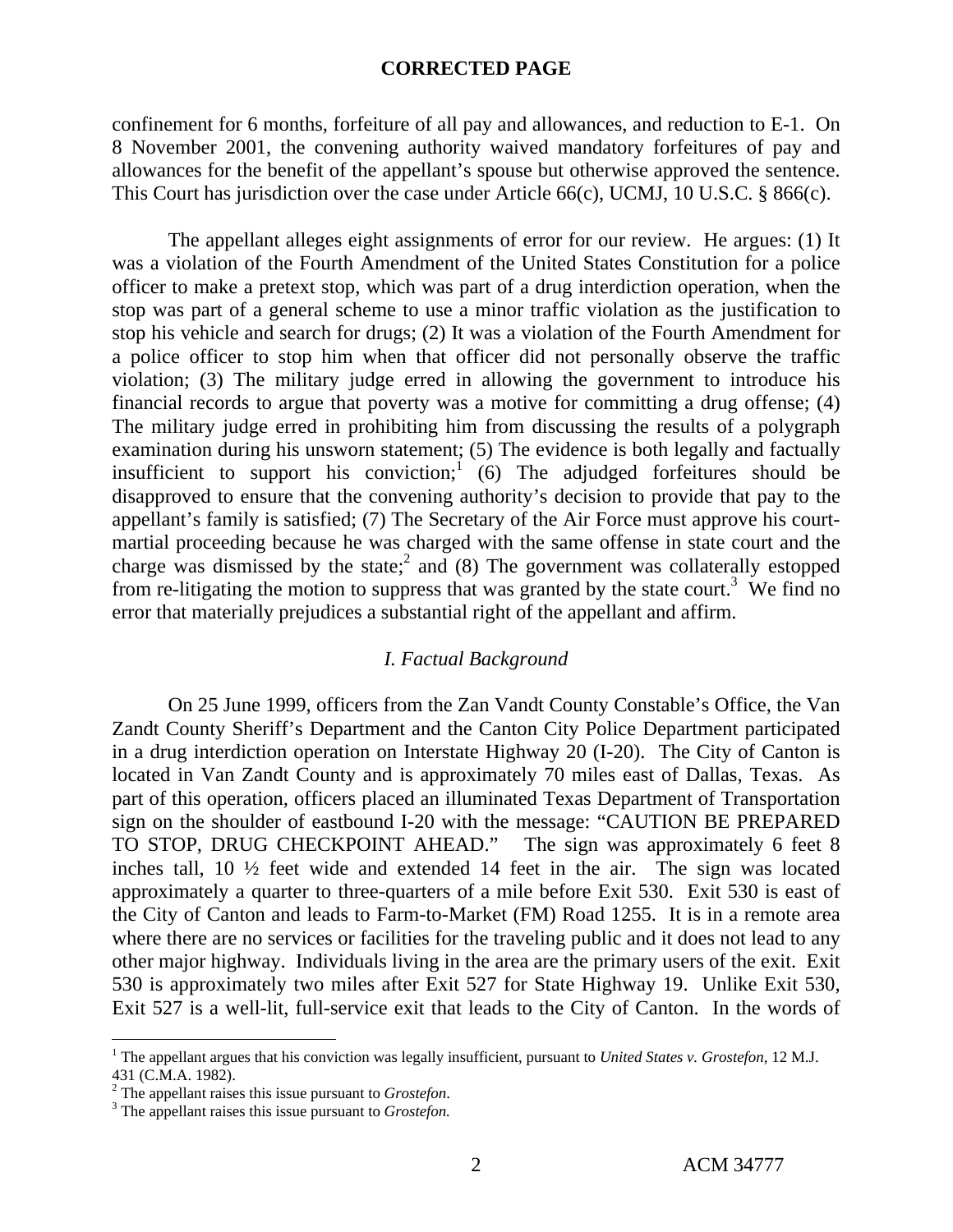**CORRECTED PAGE**

confinement for 6 months, forfeiture of all pay and allowances, and reduction to E-1. On 8 November 2001, the convening authority waived mandatory forfeitures of pay and allowances for the benefit of the appellant's spouse but otherwise approved the sentence. This Court has jurisdiction over the case under Article 66(c), UCMJ, 10 U.S.C. § 866(c).

The appellant alleges eight assignments of error for our review. He argues: (1) It was a violation of the Fourth Amendment of the United States Constitution for a police officer to make a pretext stop, which was part of a drug interdiction operation, when the stop was part of a general scheme to use a minor traffic violation as the justification to stop his vehicle and search for drugs; (2) It was a violation of the Fourth Amendment for a police officer to stop him when that officer did not personally observe the traffic violation; (3) The military judge erred in allowing the government to introduce his financial records to argue that poverty was a motive for committing a drug offense; (4) The military judge erred in prohibiting him from discussing the results of a polygraph examination during his unsworn statement; (5) The evidence is both legally and factually insufficient to support his conviction;[1] (6) The adjudged forfeitures should be disapproved to ensure that the convening authority's decision to provide that pay to the appellant's family is satisfied; (7) The Secretary of the Air Force must approve his court-martial proceeding because he was charged with the same offense in state court and the charge was dismissed by the state;[2] and (8) The government was collaterally estopped from re-litigating the motion to suppress that was granted by the state court.[3] We find no error that materially prejudices a substantial right of the appellant and affirm.

## *I. Factual Background*

On 25 June 1999, officers from the Zan Vandt County Constable's Office, the Van Zandt County Sheriff's Department and the Canton City Police Department participated in a drug interdiction operation on Interstate Highway 20 (I-20). The City of Canton is located in Van Zandt County and is approximately 70 miles east of Dallas, Texas. As part of this operation, officers placed an illuminated Texas Department of Transportation sign on the shoulder of eastbound I-20 with the message: "CAUTION BE PREPARED TO STOP, DRUG CHECKPOINT AHEAD." The sign was approximately 6 feet 8 inches tall, 10 ½ feet wide and extended 14 feet in the air. The sign was located approximately a quarter to three-quarters of a mile before Exit 530. Exit 530 is east of the City of Canton and leads to Farm-to-Market (FM) Road 1255. It is in a remote area where there are no services or facilities for the traveling public and it does not lead to any other major highway. Individuals living in the area are the primary users of the exit. Exit 530 is approximately two miles after Exit 527 for State Highway 19. Unlike Exit 530, Exit 527 is a well-lit, full-service exit that leads to the City of Canton. In the words of

---

[1] The appellant argues that his conviction was legally insufficient, pursuant to *United States v. Grostefon*, 12 M.J. 431 (C.M.A. 1982).

[2] The appellant raises this issue pursuant to *Grostefon*.

[3] The appellant raises this issue pursuant to *Grostefon.*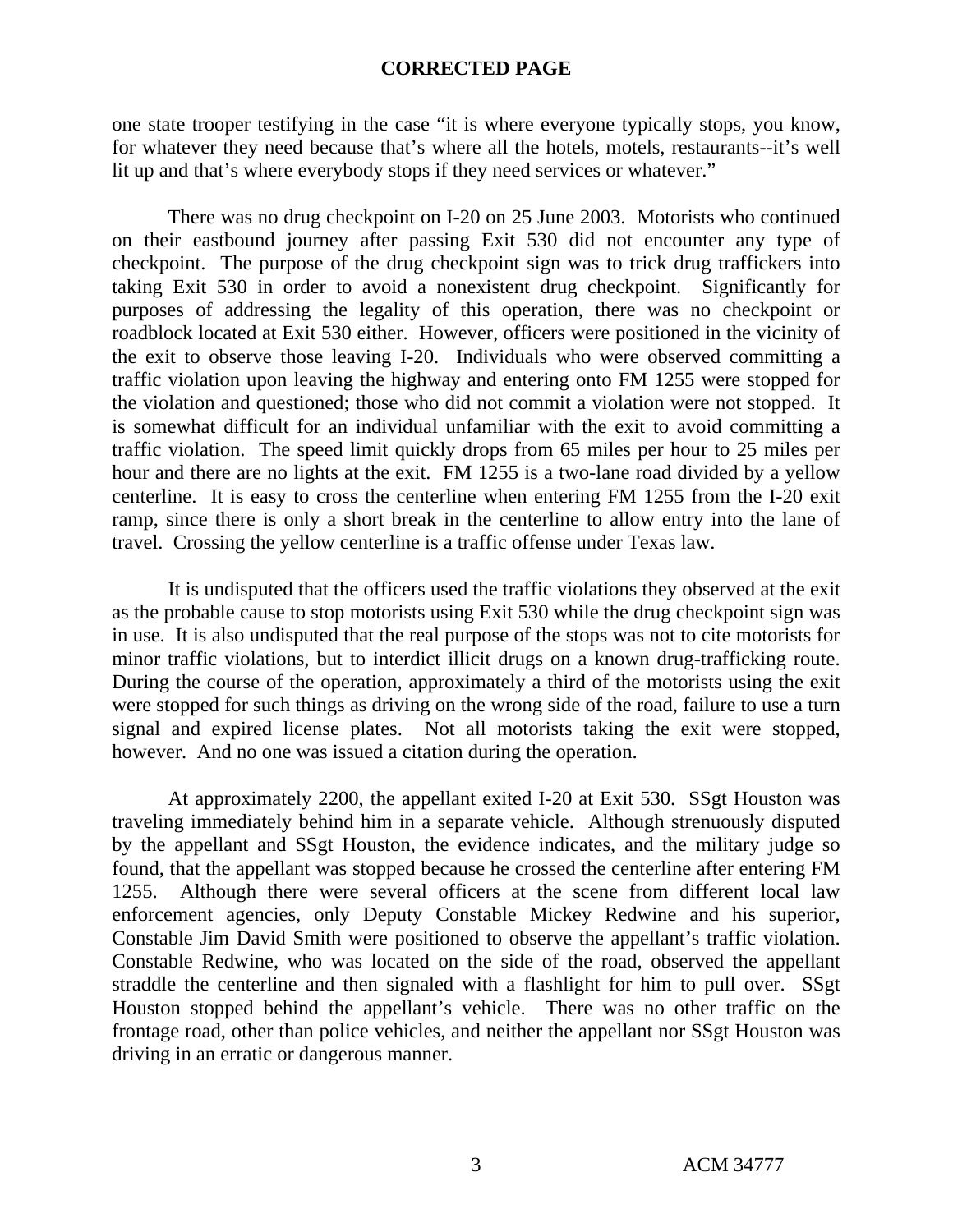**CORRECTED PAGE**

one state trooper testifying in the case "it is where everyone typically stops, you know, for whatever they need because that's where all the hotels, motels, restaurants--it's well lit up and that's where everybody stops if they need services or whatever."

There was no drug checkpoint on I-20 on 25 June 2003. Motorists who continued on their eastbound journey after passing Exit 530 did not encounter any type of checkpoint. The purpose of the drug checkpoint sign was to trick drug traffickers into taking Exit 530 in order to avoid a nonexistent drug checkpoint. Significantly for purposes of addressing the legality of this operation, there was no checkpoint or roadblock located at Exit 530 either. However, officers were positioned in the vicinity of the exit to observe those leaving I-20. Individuals who were observed committing a traffic violation upon leaving the highway and entering onto FM 1255 were stopped for the violation and questioned; those who did not commit a violation were not stopped. It is somewhat difficult for an individual unfamiliar with the exit to avoid committing a traffic violation. The speed limit quickly drops from 65 miles per hour to 25 miles per hour and there are no lights at the exit. FM 1255 is a two-lane road divided by a yellow centerline. It is easy to cross the centerline when entering FM 1255 from the I-20 exit ramp, since there is only a short break in the centerline to allow entry into the lane of travel. Crossing the yellow centerline is a traffic offense under Texas law.

It is undisputed that the officers used the traffic violations they observed at the exit as the probable cause to stop motorists using Exit 530 while the drug checkpoint sign was in use. It is also undisputed that the real purpose of the stops was not to cite motorists for minor traffic violations, but to interdict illicit drugs on a known drug-trafficking route. During the course of the operation, approximately a third of the motorists using the exit were stopped for such things as driving on the wrong side of the road, failure to use a turn signal and expired license plates. Not all motorists taking the exit were stopped, however. And no one was issued a citation during the operation.

At approximately 2200, the appellant exited I-20 at Exit 530. SSgt Houston was traveling immediately behind him in a separate vehicle. Although strenuously disputed by the appellant and SSgt Houston, the evidence indicates, and the military judge so found, that the appellant was stopped because he crossed the centerline after entering FM 1255. Although there were several officers at the scene from different local law enforcement agencies, only Deputy Constable Mickey Redwine and his superior, Constable Jim David Smith were positioned to observe the appellant's traffic violation. Constable Redwine, who was located on the side of the road, observed the appellant straddle the centerline and then signaled with a flashlight for him to pull over. SSgt Houston stopped behind the appellant's vehicle. There was no other traffic on the frontage road, other than police vehicles, and neither the appellant nor SSgt Houston was driving in an erratic or dangerous manner.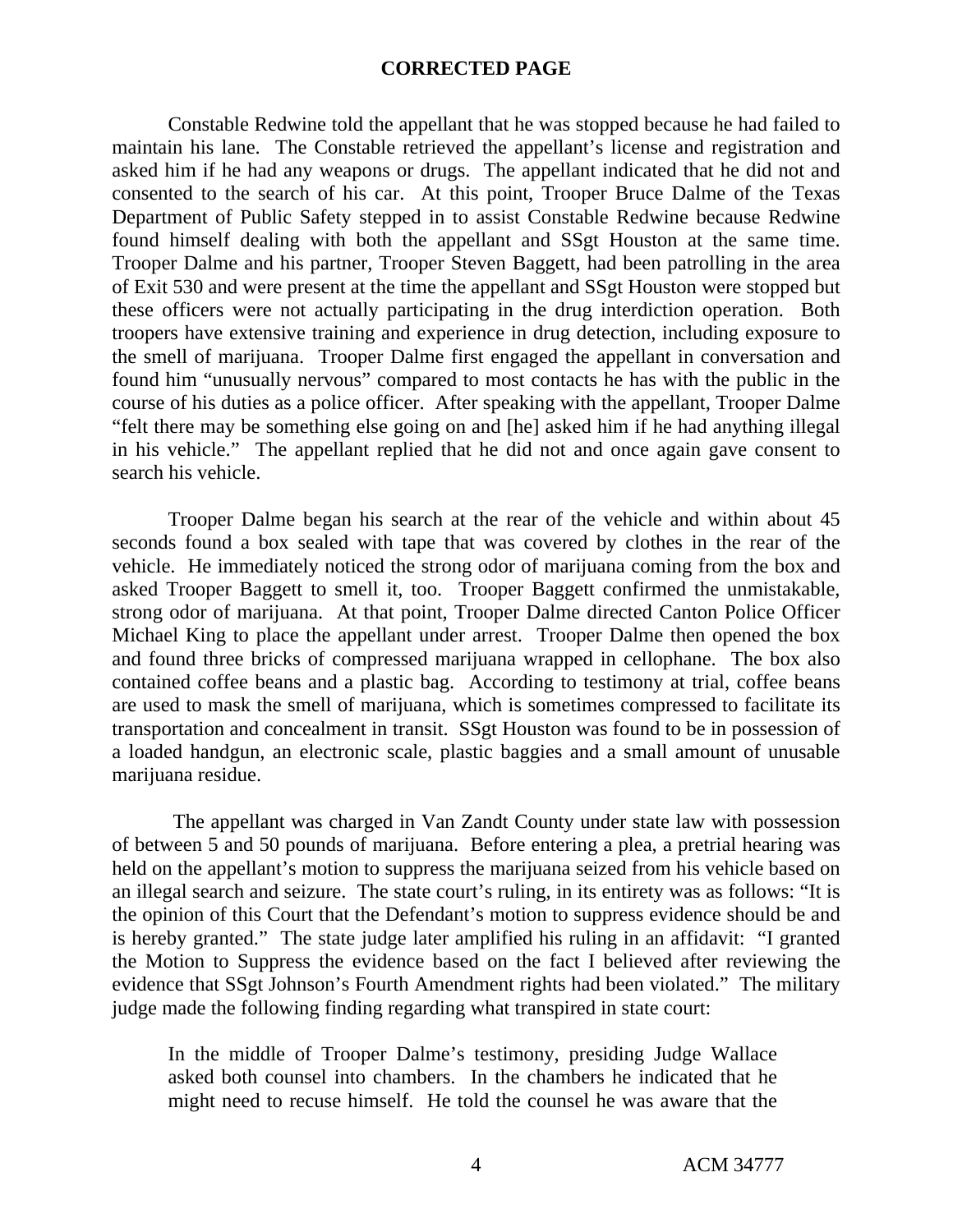**CORRECTED PAGE**

Constable Redwine told the appellant that he was stopped because he had failed to maintain his lane. The Constable retrieved the appellant's license and registration and asked him if he had any weapons or drugs. The appellant indicated that he did not and consented to the search of his car. At this point, Trooper Bruce Dalme of the Texas Department of Public Safety stepped in to assist Constable Redwine because Redwine found himself dealing with both the appellant and SSgt Houston at the same time. Trooper Dalme and his partner, Trooper Steven Baggett, had been patrolling in the area of Exit 530 and were present at the time the appellant and SSgt Houston were stopped but these officers were not actually participating in the drug interdiction operation. Both troopers have extensive training and experience in drug detection, including exposure to the smell of marijuana. Trooper Dalme first engaged the appellant in conversation and found him "unusually nervous" compared to most contacts he has with the public in the course of his duties as a police officer. After speaking with the appellant, Trooper Dalme "felt there may be something else going on and [he] asked him if he had anything illegal in his vehicle." The appellant replied that he did not and once again gave consent to search his vehicle.

Trooper Dalme began his search at the rear of the vehicle and within about 45 seconds found a box sealed with tape that was covered by clothes in the rear of the vehicle. He immediately noticed the strong odor of marijuana coming from the box and asked Trooper Baggett to smell it, too. Trooper Baggett confirmed the unmistakable, strong odor of marijuana. At that point, Trooper Dalme directed Canton Police Officer Michael King to place the appellant under arrest. Trooper Dalme then opened the box and found three bricks of compressed marijuana wrapped in cellophane. The box also contained coffee beans and a plastic bag. According to testimony at trial, coffee beans are used to mask the smell of marijuana, which is sometimes compressed to facilitate its transportation and concealment in transit. SSgt Houston was found to be in possession of a loaded handgun, an electronic scale, plastic baggies and a small amount of unusable marijuana residue.

The appellant was charged in Van Zandt County under state law with possession of between 5 and 50 pounds of marijuana. Before entering a plea, a pretrial hearing was held on the appellant's motion to suppress the marijuana seized from his vehicle based on an illegal search and seizure. The state court's ruling, in its entirety was as follows: "It is the opinion of this Court that the Defendant's motion to suppress evidence should be and is hereby granted." The state judge later amplified his ruling in an affidavit: "I granted the Motion to Suppress the evidence based on the fact I believed after reviewing the evidence that SSgt Johnson's Fourth Amendment rights had been violated." The military judge made the following finding regarding what transpired in state court:

> In the middle of Trooper Dalme's testimony, presiding Judge Wallace asked both counsel into chambers. In the chambers he indicated that he might need to recuse himself. He told the counsel he was aware that the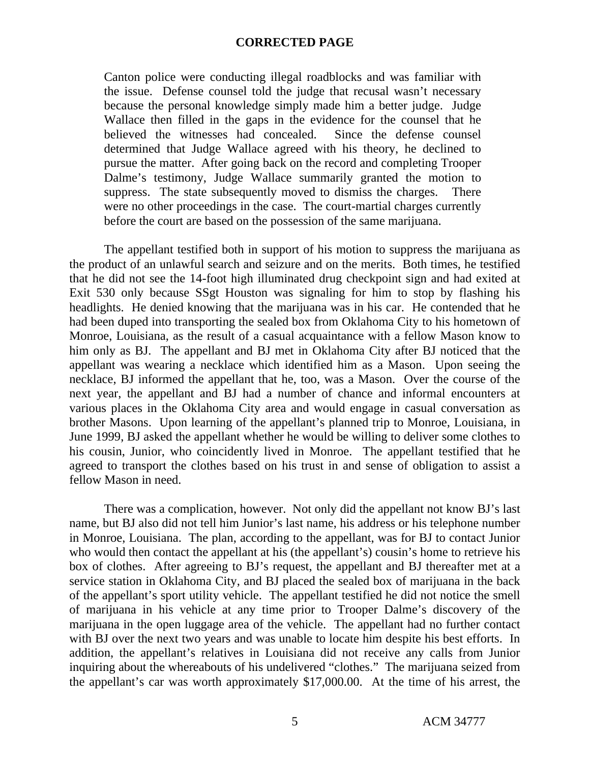**CORRECTED PAGE**

> Canton police were conducting illegal roadblocks and was familiar with the issue. Defense counsel told the judge that recusal wasn't necessary because the personal knowledge simply made him a better judge. Judge Wallace then filled in the gaps in the evidence for the counsel that he believed the witnesses had concealed. Since the defense counsel determined that Judge Wallace agreed with his theory, he declined to pursue the matter. After going back on the record and completing Trooper Dalme's testimony, Judge Wallace summarily granted the motion to suppress. The state subsequently moved to dismiss the charges. There were no other proceedings in the case. The court-martial charges currently before the court are based on the possession of the same marijuana.

The appellant testified both in support of his motion to suppress the marijuana as the product of an unlawful search and seizure and on the merits. Both times, he testified that he did not see the 14-foot high illuminated drug checkpoint sign and had exited at Exit 530 only because SSgt Houston was signaling for him to stop by flashing his headlights. He denied knowing that the marijuana was in his car. He contended that he had been duped into transporting the sealed box from Oklahoma City to his hometown of Monroe, Louisiana, as the result of a casual acquaintance with a fellow Mason know to him only as BJ. The appellant and BJ met in Oklahoma City after BJ noticed that the appellant was wearing a necklace which identified him as a Mason. Upon seeing the necklace, BJ informed the appellant that he, too, was a Mason. Over the course of the next year, the appellant and BJ had a number of chance and informal encounters at various places in the Oklahoma City area and would engage in casual conversation as brother Masons. Upon learning of the appellant's planned trip to Monroe, Louisiana, in June 1999, BJ asked the appellant whether he would be willing to deliver some clothes to his cousin, Junior, who coincidently lived in Monroe. The appellant testified that he agreed to transport the clothes based on his trust in and sense of obligation to assist a fellow Mason in need.

There was a complication, however. Not only did the appellant not know BJ's last name, but BJ also did not tell him Junior's last name, his address or his telephone number in Monroe, Louisiana. The plan, according to the appellant, was for BJ to contact Junior who would then contact the appellant at his (the appellant's) cousin's home to retrieve his box of clothes. After agreeing to BJ's request, the appellant and BJ thereafter met at a service station in Oklahoma City, and BJ placed the sealed box of marijuana in the back of the appellant's sport utility vehicle. The appellant testified he did not notice the smell of marijuana in his vehicle at any time prior to Trooper Dalme's discovery of the marijuana in the open luggage area of the vehicle. The appellant had no further contact with BJ over the next two years and was unable to locate him despite his best efforts. In addition, the appellant's relatives in Louisiana did not receive any calls from Junior inquiring about the whereabouts of his undelivered "clothes." The marijuana seized from the appellant's car was worth approximately $17,000.00. At the time of his arrest, the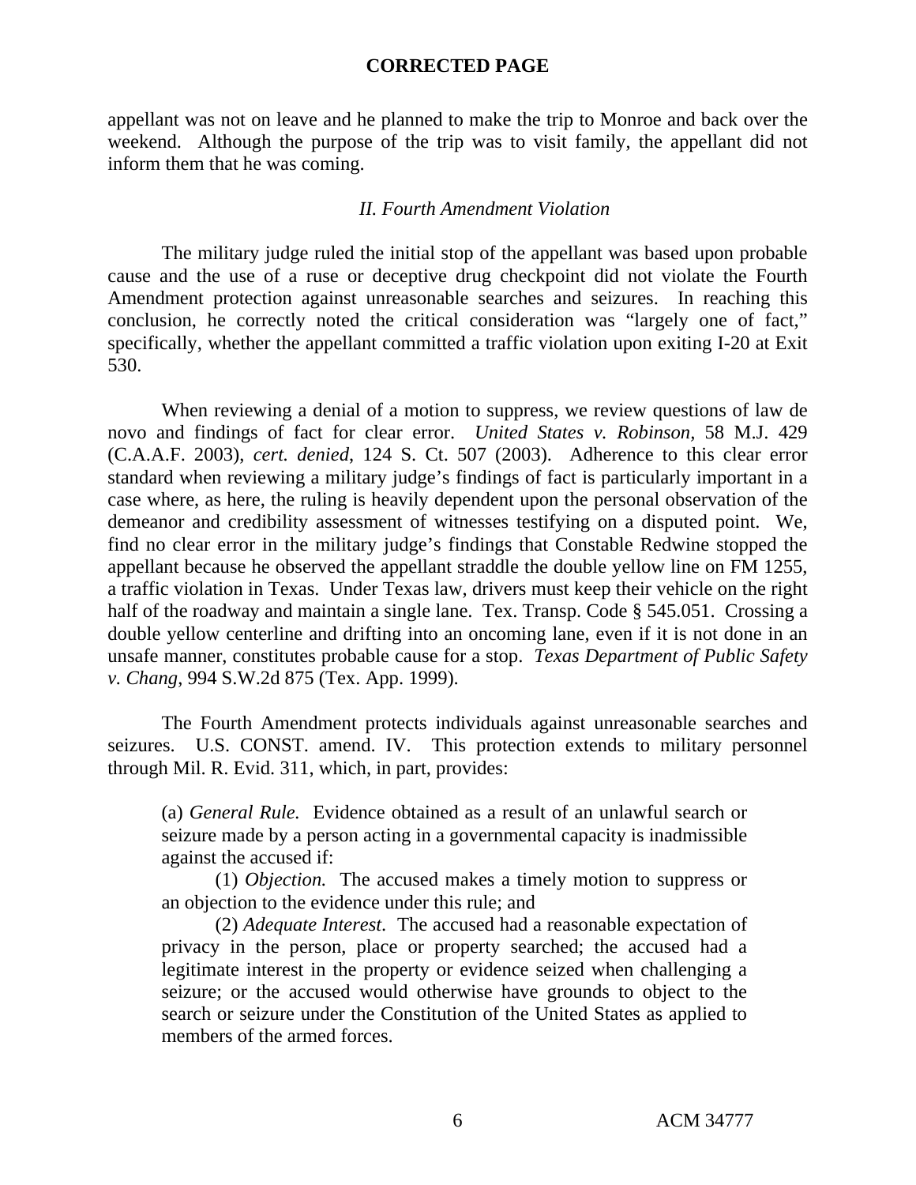**CORRECTED PAGE**

appellant was not on leave and he planned to make the trip to Monroe and back over the weekend. Although the purpose of the trip was to visit family, the appellant did not inform them that he was coming.

*II. Fourth Amendment Violation*

The military judge ruled the initial stop of the appellant was based upon probable cause and the use of a ruse or deceptive drug checkpoint did not violate the Fourth Amendment protection against unreasonable searches and seizures. In reaching this conclusion, he correctly noted the critical consideration was "largely one of fact," specifically, whether the appellant committed a traffic violation upon exiting I-20 at Exit 530.

When reviewing a denial of a motion to suppress, we review questions of law de novo and findings of fact for clear error. *United States v. Robinson*, 58 M.J. 429 (C.A.A.F. 2003), *cert. denied*, 124 S. Ct. 507 (2003). Adherence to this clear error standard when reviewing a military judge's findings of fact is particularly important in a case where, as here, the ruling is heavily dependent upon the personal observation of the demeanor and credibility assessment of witnesses testifying on a disputed point. We, find no clear error in the military judge's findings that Constable Redwine stopped the appellant because he observed the appellant straddle the double yellow line on FM 1255, a traffic violation in Texas. Under Texas law, drivers must keep their vehicle on the right half of the roadway and maintain a single lane. Tex. Transp. Code § 545.051. Crossing a double yellow centerline and drifting into an oncoming lane, even if it is not done in an unsafe manner, constitutes probable cause for a stop. *Texas Department of Public Safety v. Chang*, 994 S.W.2d 875 (Tex. App. 1999).

The Fourth Amendment protects individuals against unreasonable searches and seizures. U.S. CONST. amend. IV. This protection extends to military personnel through Mil. R. Evid. 311, which, in part, provides:

> (a) *General Rule.* Evidence obtained as a result of an unlawful search or seizure made by a person acting in a governmental capacity is inadmissible against the accused if:
>
> (1) *Objection.* The accused makes a timely motion to suppress or an objection to the evidence under this rule; and
>
> (2) *Adequate Interest*. The accused had a reasonable expectation of privacy in the person, place or property searched; the accused had a legitimate interest in the property or evidence seized when challenging a seizure; or the accused would otherwise have grounds to object to the search or seizure under the Constitution of the United States as applied to members of the armed forces.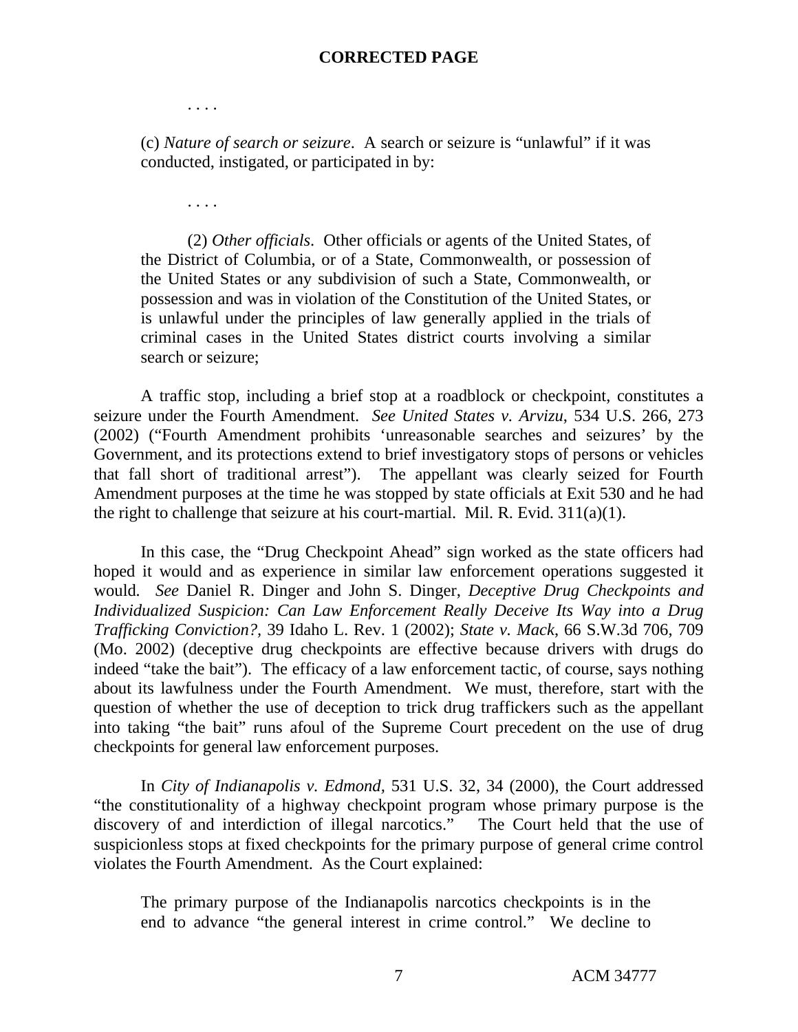**CORRECTED PAGE**

> . . . .
>
> (c) *Nature of search or seizure*. A search or seizure is "unlawful" if it was conducted, instigated, or participated in by:
>
> . . . .
>
> (2) *Other officials*. Other officials or agents of the United States, of the District of Columbia, or of a State, Commonwealth, or possession of the United States or any subdivision of such a State, Commonwealth, or possession and was in violation of the Constitution of the United States, or is unlawful under the principles of law generally applied in the trials of criminal cases in the United States district courts involving a similar search or seizure;

A traffic stop, including a brief stop at a roadblock or checkpoint, constitutes a seizure under the Fourth Amendment. *See United States v. Arvizu*, 534 U.S. 266, 273 (2002) ("Fourth Amendment prohibits 'unreasonable searches and seizures' by the Government, and its protections extend to brief investigatory stops of persons or vehicles that fall short of traditional arrest"). The appellant was clearly seized for Fourth Amendment purposes at the time he was stopped by state officials at Exit 530 and he had the right to challenge that seizure at his court-martial. Mil. R. Evid. 311(a)(1).

In this case, the "Drug Checkpoint Ahead" sign worked as the state officers had hoped it would and as experience in similar law enforcement operations suggested it would. *See* Daniel R. Dinger and John S. Dinger, *Deceptive Drug Checkpoints and Individualized Suspicion: Can Law Enforcement Really Deceive Its Way into a Drug Trafficking Conviction?*, 39 Idaho L. Rev. 1 (2002); *State v. Mack*, 66 S.W.3d 706, 709 (Mo. 2002) (deceptive drug checkpoints are effective because drivers with drugs do indeed "take the bait"). The efficacy of a law enforcement tactic, of course, says nothing about its lawfulness under the Fourth Amendment. We must, therefore, start with the question of whether the use of deception to trick drug traffickers such as the appellant into taking "the bait" runs afoul of the Supreme Court precedent on the use of drug checkpoints for general law enforcement purposes.

In *City of Indianapolis v. Edmond*, 531 U.S. 32, 34 (2000), the Court addressed "the constitutionality of a highway checkpoint program whose primary purpose is the discovery of and interdiction of illegal narcotics." The Court held that the use of suspicionless stops at fixed checkpoints for the primary purpose of general crime control violates the Fourth Amendment. As the Court explained:

> The primary purpose of the Indianapolis narcotics checkpoints is in the end to advance "the general interest in crime control." We decline to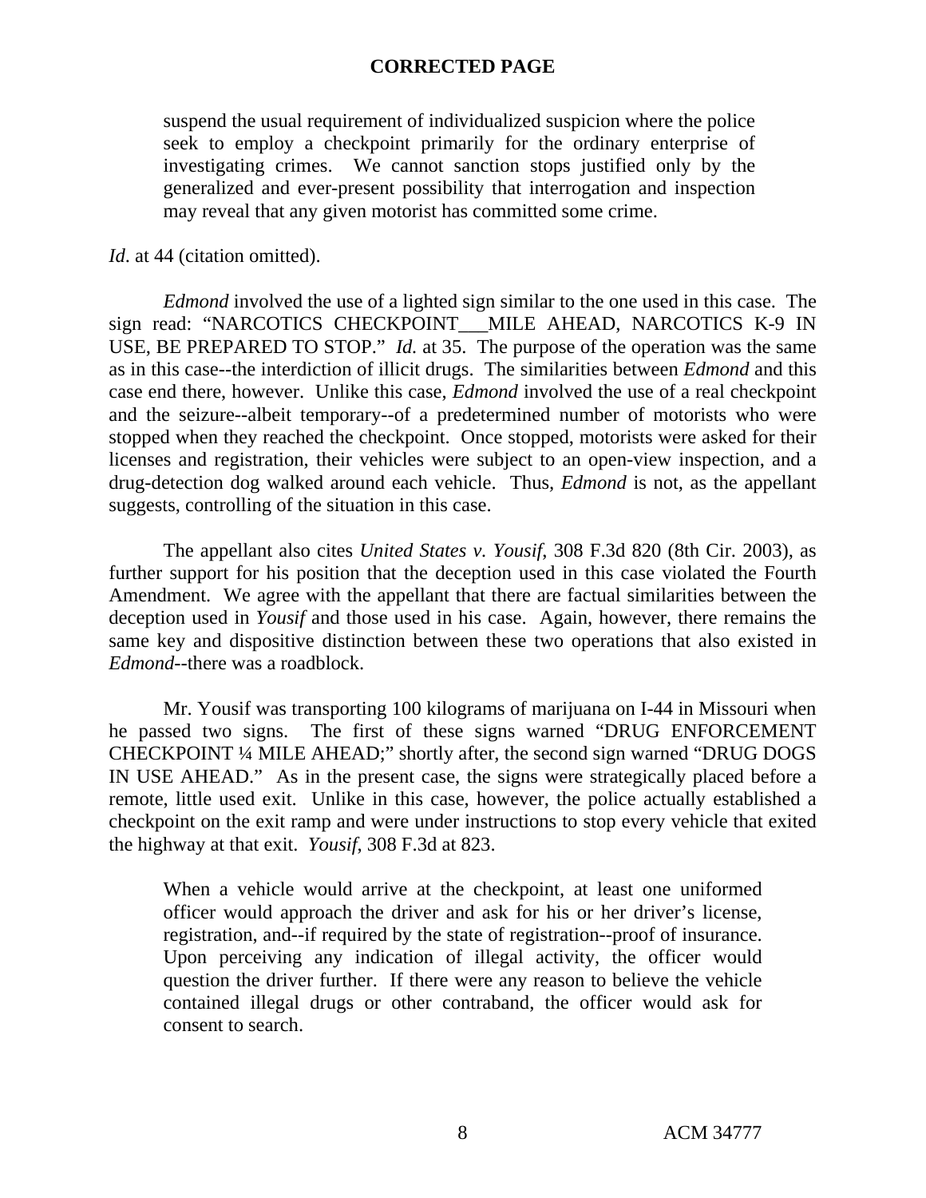**CORRECTED PAGE**

> suspend the usual requirement of individualized suspicion where the police seek to employ a checkpoint primarily for the ordinary enterprise of investigating crimes. We cannot sanction stops justified only by the generalized and ever-present possibility that interrogation and inspection may reveal that any given motorist has committed some crime.

*Id*. at 44 (citation omitted).

*Edmond* involved the use of a lighted sign similar to the one used in this case. The sign read: "NARCOTICS CHECKPOINT___MILE AHEAD, NARCOTICS K-9 IN USE, BE PREPARED TO STOP." *Id.* at 35. The purpose of the operation was the same as in this case--the interdiction of illicit drugs. The similarities between *Edmond* and this case end there, however. Unlike this case, *Edmond* involved the use of a real checkpoint and the seizure--albeit temporary--of a predetermined number of motorists who were stopped when they reached the checkpoint. Once stopped, motorists were asked for their licenses and registration, their vehicles were subject to an open-view inspection, and a drug-detection dog walked around each vehicle. Thus, *Edmond* is not, as the appellant suggests, controlling of the situation in this case.

The appellant also cites *United States v. Yousif*, 308 F.3d 820 (8th Cir. 2003), as further support for his position that the deception used in this case violated the Fourth Amendment. We agree with the appellant that there are factual similarities between the deception used in *Yousif* and those used in his case. Again, however, there remains the same key and dispositive distinction between these two operations that also existed in *Edmond*--there was a roadblock.

Mr. Yousif was transporting 100 kilograms of marijuana on I-44 in Missouri when he passed two signs. The first of these signs warned "DRUG ENFORCEMENT CHECKPOINT ¼ MILE AHEAD;" shortly after, the second sign warned "DRUG DOGS IN USE AHEAD." As in the present case, the signs were strategically placed before a remote, little used exit. Unlike in this case, however, the police actually established a checkpoint on the exit ramp and were under instructions to stop every vehicle that exited the highway at that exit. *Yousif*, 308 F.3d at 823.

> When a vehicle would arrive at the checkpoint, at least one uniformed officer would approach the driver and ask for his or her driver's license, registration, and--if required by the state of registration--proof of insurance. Upon perceiving any indication of illegal activity, the officer would question the driver further. If there were any reason to believe the vehicle contained illegal drugs or other contraband, the officer would ask for consent to search.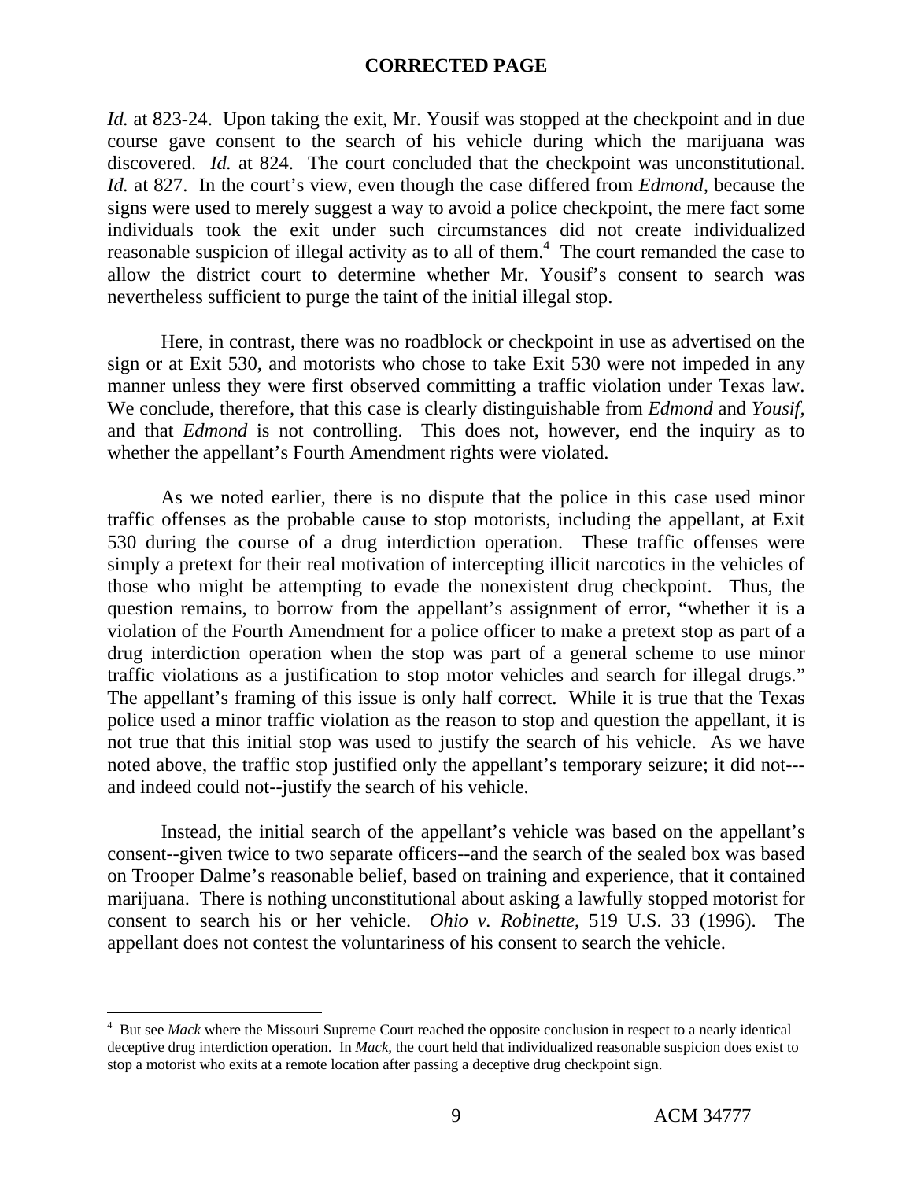**CORRECTED PAGE**

*Id.* at 823-24. Upon taking the exit, Mr. Yousif was stopped at the checkpoint and in due course gave consent to the search of his vehicle during which the marijuana was discovered. *Id.* at 824. The court concluded that the checkpoint was unconstitutional. *Id.* at 827. In the court's view, even though the case differed from *Edmond,* because the signs were used to merely suggest a way to avoid a police checkpoint, the mere fact some individuals took the exit under such circumstances did not create individualized reasonable suspicion of illegal activity as to all of them.[4] The court remanded the case to allow the district court to determine whether Mr. Yousif's consent to search was nevertheless sufficient to purge the taint of the initial illegal stop.

Here, in contrast, there was no roadblock or checkpoint in use as advertised on the sign or at Exit 530, and motorists who chose to take Exit 530 were not impeded in any manner unless they were first observed committing a traffic violation under Texas law. We conclude, therefore, that this case is clearly distinguishable from *Edmond* and *Yousif*, and that *Edmond* is not controlling. This does not, however, end the inquiry as to whether the appellant's Fourth Amendment rights were violated.

As we noted earlier, there is no dispute that the police in this case used minor traffic offenses as the probable cause to stop motorists, including the appellant, at Exit 530 during the course of a drug interdiction operation. These traffic offenses were simply a pretext for their real motivation of intercepting illicit narcotics in the vehicles of those who might be attempting to evade the nonexistent drug checkpoint. Thus, the question remains, to borrow from the appellant's assignment of error, "whether it is a violation of the Fourth Amendment for a police officer to make a pretext stop as part of a drug interdiction operation when the stop was part of a general scheme to use minor traffic violations as a justification to stop motor vehicles and search for illegal drugs." The appellant's framing of this issue is only half correct. While it is true that the Texas police used a minor traffic violation as the reason to stop and question the appellant, it is not true that this initial stop was used to justify the search of his vehicle. As we have noted above, the traffic stop justified only the appellant's temporary seizure; it did not---and indeed could not--justify the search of his vehicle.

Instead, the initial search of the appellant's vehicle was based on the appellant's consent--given twice to two separate officers--and the search of the sealed box was based on Trooper Dalme's reasonable belief, based on training and experience, that it contained marijuana. There is nothing unconstitutional about asking a lawfully stopped motorist for consent to search his or her vehicle. *Ohio v. Robinette*, 519 U.S. 33 (1996). The appellant does not contest the voluntariness of his consent to search the vehicle.

---

[4] But see *Mack* where the Missouri Supreme Court reached the opposite conclusion in respect to a nearly identical deceptive drug interdiction operation. In *Mack,* the court held that individualized reasonable suspicion does exist to stop a motorist who exits at a remote location after passing a deceptive drug checkpoint sign.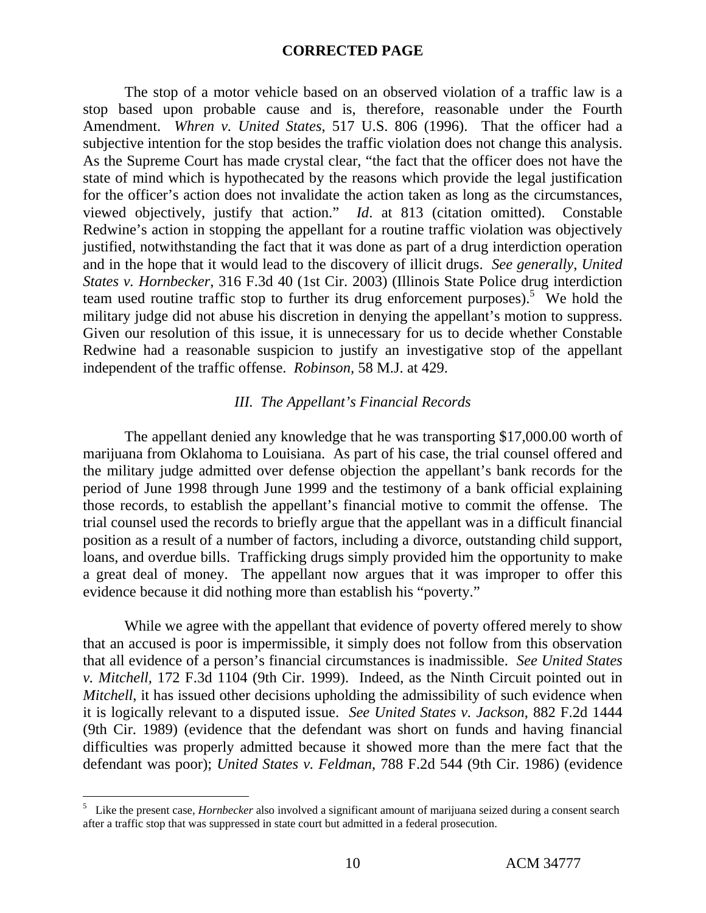**CORRECTED PAGE**

The stop of a motor vehicle based on an observed violation of a traffic law is a stop based upon probable cause and is, therefore, reasonable under the Fourth Amendment. *Whren v. United States*, 517 U.S. 806 (1996). That the officer had a subjective intention for the stop besides the traffic violation does not change this analysis. As the Supreme Court has made crystal clear, "the fact that the officer does not have the state of mind which is hypothecated by the reasons which provide the legal justification for the officer's action does not invalidate the action taken as long as the circumstances, viewed objectively, justify that action." *Id*. at 813 (citation omitted). Constable Redwine's action in stopping the appellant for a routine traffic violation was objectively justified, notwithstanding the fact that it was done as part of a drug interdiction operation and in the hope that it would lead to the discovery of illicit drugs. *See generally*, *United States v. Hornbecker*, 316 F.3d 40 (1st Cir. 2003) (Illinois State Police drug interdiction team used routine traffic stop to further its drug enforcement purposes).[5] We hold the military judge did not abuse his discretion in denying the appellant's motion to suppress. Given our resolution of this issue, it is unnecessary for us to decide whether Constable Redwine had a reasonable suspicion to justify an investigative stop of the appellant independent of the traffic offense. *Robinson*, 58 M.J. at 429.

### *III. The Appellant's Financial Records*

The appellant denied any knowledge that he was transporting $17,000.00 worth of marijuana from Oklahoma to Louisiana. As part of his case, the trial counsel offered and the military judge admitted over defense objection the appellant's bank records for the period of June 1998 through June 1999 and the testimony of a bank official explaining those records, to establish the appellant's financial motive to commit the offense. The trial counsel used the records to briefly argue that the appellant was in a difficult financial position as a result of a number of factors, including a divorce, outstanding child support, loans, and overdue bills. Trafficking drugs simply provided him the opportunity to make a great deal of money. The appellant now argues that it was improper to offer this evidence because it did nothing more than establish his "poverty."

While we agree with the appellant that evidence of poverty offered merely to show that an accused is poor is impermissible, it simply does not follow from this observation that all evidence of a person's financial circumstances is inadmissible. *See United States v. Mitchell*, 172 F.3d 1104 (9th Cir. 1999). Indeed, as the Ninth Circuit pointed out in *Mitchell*, it has issued other decisions upholding the admissibility of such evidence when it is logically relevant to a disputed issue. *See United States v. Jackson*, 882 F.2d 1444 (9th Cir. 1989) (evidence that the defendant was short on funds and having financial difficulties was properly admitted because it showed more than the mere fact that the defendant was poor); *United States v. Feldman*, 788 F.2d 544 (9th Cir. 1986) (evidence

---

[5] Like the present case, *Hornbecker* also involved a significant amount of marijuana seized during a consent search after a traffic stop that was suppressed in state court but admitted in a federal prosecution.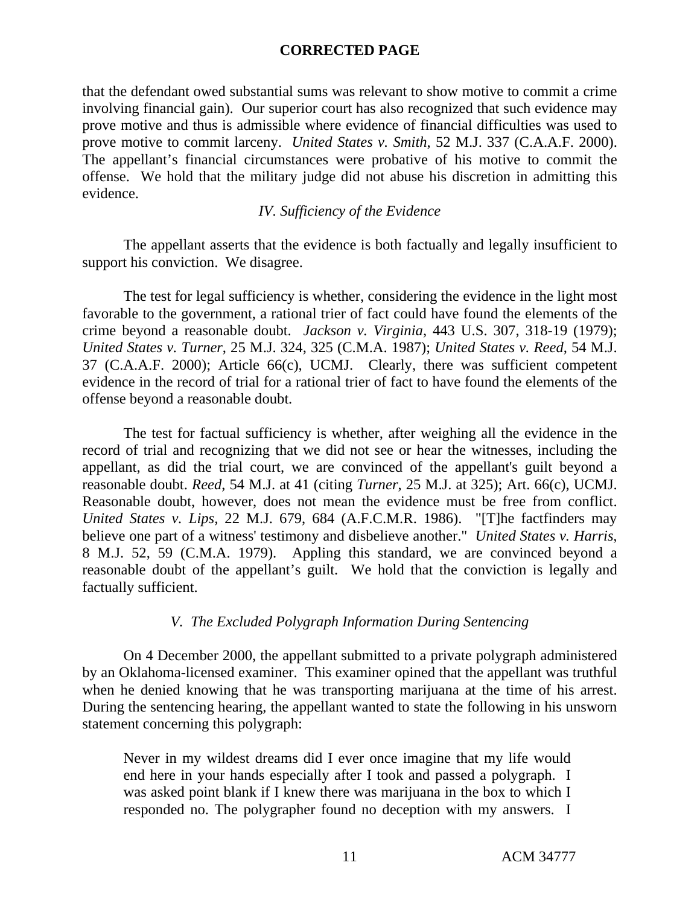**CORRECTED PAGE**

that the defendant owed substantial sums was relevant to show motive to commit a crime involving financial gain). Our superior court has also recognized that such evidence may prove motive and thus is admissible where evidence of financial difficulties was used to prove motive to commit larceny. *United States v. Smith*, 52 M.J. 337 (C.A.A.F. 2000). The appellant's financial circumstances were probative of his motive to commit the offense. We hold that the military judge did not abuse his discretion in admitting this evidence.

*IV. Sufficiency of the Evidence*

The appellant asserts that the evidence is both factually and legally insufficient to support his conviction. We disagree.

The test for legal sufficiency is whether, considering the evidence in the light most favorable to the government, a rational trier of fact could have found the elements of the crime beyond a reasonable doubt. *Jackson v. Virginia*, 443 U.S. 307, 318-19 (1979); *United States v. Turner*, 25 M.J. 324, 325 (C.M.A. 1987); *United States v. Reed*, 54 M.J. 37 (C.A.A.F. 2000); Article 66(c), UCMJ. Clearly, there was sufficient competent evidence in the record of trial for a rational trier of fact to have found the elements of the offense beyond a reasonable doubt.

The test for factual sufficiency is whether, after weighing all the evidence in the record of trial and recognizing that we did not see or hear the witnesses, including the appellant, as did the trial court, we are convinced of the appellant's guilt beyond a reasonable doubt. *Reed*, 54 M.J. at 41 (citing *Turner*, 25 M.J. at 325); Art. 66(c), UCMJ. Reasonable doubt, however, does not mean the evidence must be free from conflict. *United States v. Lips*, 22 M.J. 679, 684 (A.F.C.M.R. 1986). "[T]he factfinders may believe one part of a witness' testimony and disbelieve another." *United States v. Harris*, 8 M.J. 52, 59 (C.M.A. 1979). Appling this standard, we are convinced beyond a reasonable doubt of the appellant's guilt. We hold that the conviction is legally and factually sufficient.

*V. The Excluded Polygraph Information During Sentencing*

On 4 December 2000, the appellant submitted to a private polygraph administered by an Oklahoma-licensed examiner. This examiner opined that the appellant was truthful when he denied knowing that he was transporting marijuana at the time of his arrest. During the sentencing hearing, the appellant wanted to state the following in his unsworn statement concerning this polygraph:

> Never in my wildest dreams did I ever once imagine that my life would end here in your hands especially after I took and passed a polygraph. I was asked point blank if I knew there was marijuana in the box to which I responded no. The polygrapher found no deception with my answers. I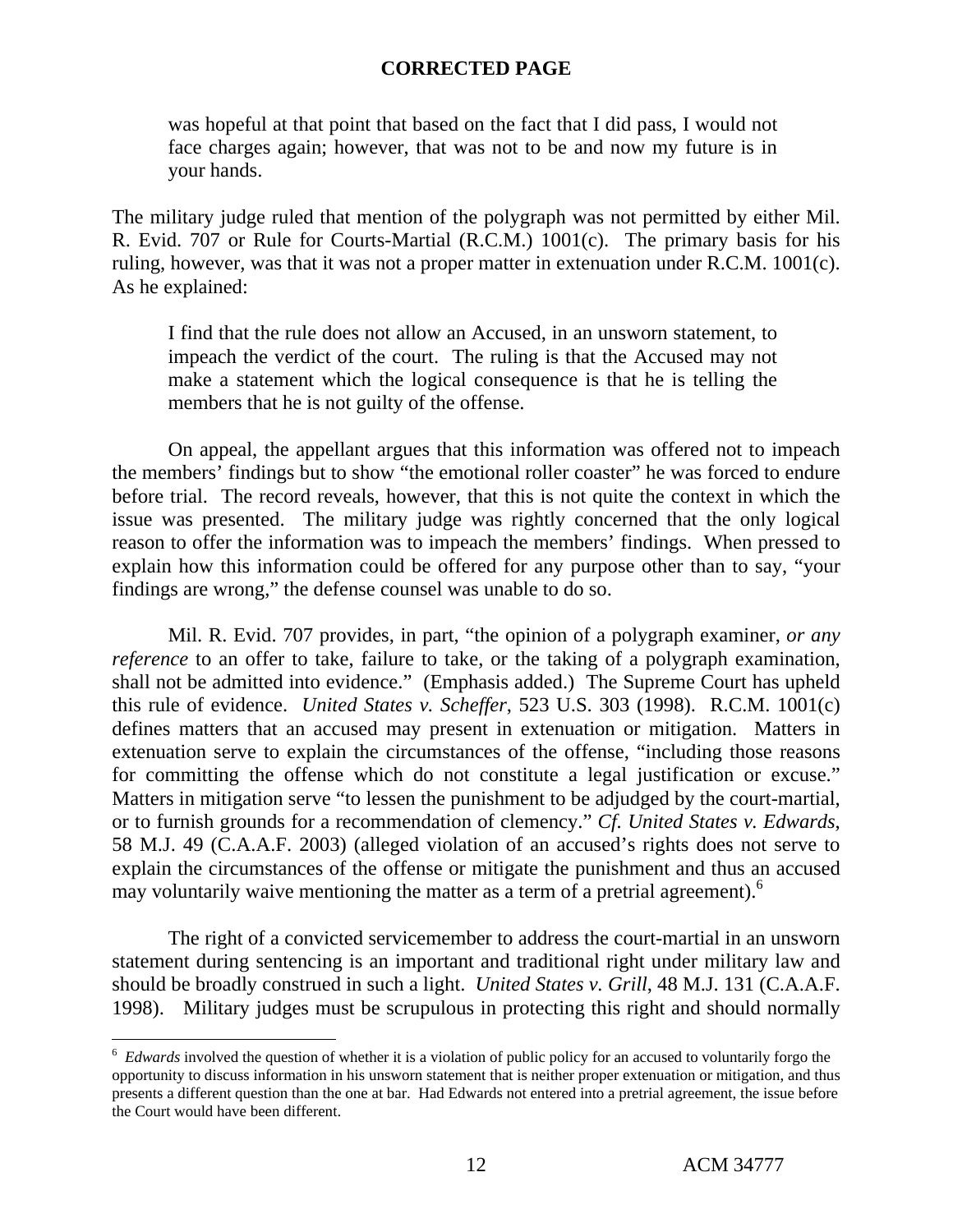**CORRECTED PAGE**

> was hopeful at that point that based on the fact that I did pass, I would not face charges again; however, that was not to be and now my future is in your hands.

The military judge ruled that mention of the polygraph was not permitted by either Mil. R. Evid. 707 or Rule for Courts-Martial (R.C.M.) 1001(c). The primary basis for his ruling, however, was that it was not a proper matter in extenuation under R.C.M. 1001(c). As he explained:

> I find that the rule does not allow an Accused, in an unsworn statement, to impeach the verdict of the court. The ruling is that the Accused may not make a statement which the logical consequence is that he is telling the members that he is not guilty of the offense.

On appeal, the appellant argues that this information was offered not to impeach the members' findings but to show "the emotional roller coaster" he was forced to endure before trial. The record reveals, however, that this is not quite the context in which the issue was presented. The military judge was rightly concerned that the only logical reason to offer the information was to impeach the members' findings. When pressed to explain how this information could be offered for any purpose other than to say, "your findings are wrong," the defense counsel was unable to do so.

Mil. R. Evid. 707 provides, in part, "the opinion of a polygraph examiner, *or any reference* to an offer to take, failure to take, or the taking of a polygraph examination, shall not be admitted into evidence." (Emphasis added.) The Supreme Court has upheld this rule of evidence. *United States v. Scheffer*, 523 U.S. 303 (1998). R.C.M. 1001(c) defines matters that an accused may present in extenuation or mitigation. Matters in extenuation serve to explain the circumstances of the offense, "including those reasons for committing the offense which do not constitute a legal justification or excuse." Matters in mitigation serve "to lessen the punishment to be adjudged by the court-martial, or to furnish grounds for a recommendation of clemency." *Cf. United States v. Edwards*, 58 M.J. 49 (C.A.A.F. 2003) (alleged violation of an accused's rights does not serve to explain the circumstances of the offense or mitigate the punishment and thus an accused may voluntarily waive mentioning the matter as a term of a pretrial agreement).[6]

The right of a convicted servicemember to address the court-martial in an unsworn statement during sentencing is an important and traditional right under military law and should be broadly construed in such a light. *United States v. Grill*, 48 M.J. 131 (C.A.A.F. 1998). Military judges must be scrupulous in protecting this right and should normally

---

[6] *Edwards* involved the question of whether it is a violation of public policy for an accused to voluntarily forgo the opportunity to discuss information in his unsworn statement that is neither proper extenuation or mitigation, and thus presents a different question than the one at bar. Had Edwards not entered into a pretrial agreement, the issue before the Court would have been different.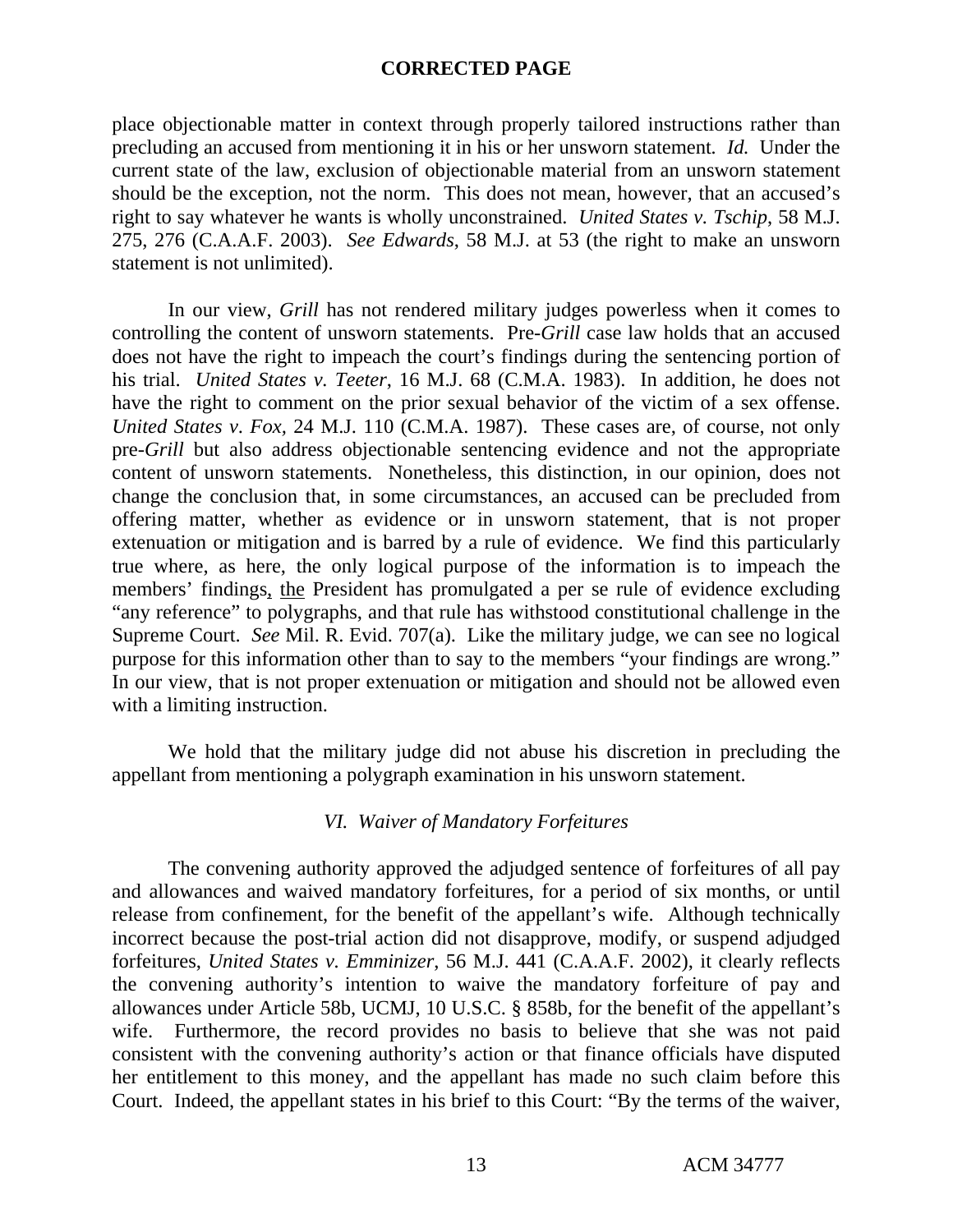**CORRECTED PAGE**

place objectionable matter in context through properly tailored instructions rather than precluding an accused from mentioning it in his or her unsworn statement. *Id.* Under the current state of the law, exclusion of objectionable material from an unsworn statement should be the exception, not the norm. This does not mean, however, that an accused's right to say whatever he wants is wholly unconstrained. *United States v. Tschip*, 58 M.J. 275, 276 (C.A.A.F. 2003). *See Edwards*, 58 M.J. at 53 (the right to make an unsworn statement is not unlimited).

In our view, *Grill* has not rendered military judges powerless when it comes to controlling the content of unsworn statements. Pre-*Grill* case law holds that an accused does not have the right to impeach the court's findings during the sentencing portion of his trial. *United States v. Teeter*, 16 M.J. 68 (C.M.A. 1983). In addition, he does not have the right to comment on the prior sexual behavior of the victim of a sex offense. *United States v. Fox*, 24 M.J. 110 (C.M.A. 1987). These cases are, of course, not only pre-*Grill* but also address objectionable sentencing evidence and not the appropriate content of unsworn statements. Nonetheless, this distinction, in our opinion, does not change the conclusion that, in some circumstances, an accused can be precluded from offering matter, whether as evidence or in unsworn statement, that is not proper extenuation or mitigation and is barred by a rule of evidence. We find this particularly true where, as here, the only logical purpose of the information is to impeach the members' findings, the President has promulgated a per se rule of evidence excluding "any reference" to polygraphs, and that rule has withstood constitutional challenge in the Supreme Court. *See* Mil. R. Evid. 707(a). Like the military judge, we can see no logical purpose for this information other than to say to the members "your findings are wrong." In our view, that is not proper extenuation or mitigation and should not be allowed even with a limiting instruction.

We hold that the military judge did not abuse his discretion in precluding the appellant from mentioning a polygraph examination in his unsworn statement.

### *VI. Waiver of Mandatory Forfeitures*

The convening authority approved the adjudged sentence of forfeitures of all pay and allowances and waived mandatory forfeitures, for a period of six months, or until release from confinement, for the benefit of the appellant's wife. Although technically incorrect because the post-trial action did not disapprove, modify, or suspend adjudged forfeitures, *United States v. Emminizer*, 56 M.J. 441 (C.A.A.F. 2002), it clearly reflects the convening authority's intention to waive the mandatory forfeiture of pay and allowances under Article 58b, UCMJ, 10 U.S.C. § 858b, for the benefit of the appellant's wife. Furthermore, the record provides no basis to believe that she was not paid consistent with the convening authority's action or that finance officials have disputed her entitlement to this money, and the appellant has made no such claim before this Court. Indeed, the appellant states in his brief to this Court: "By the terms of the waiver,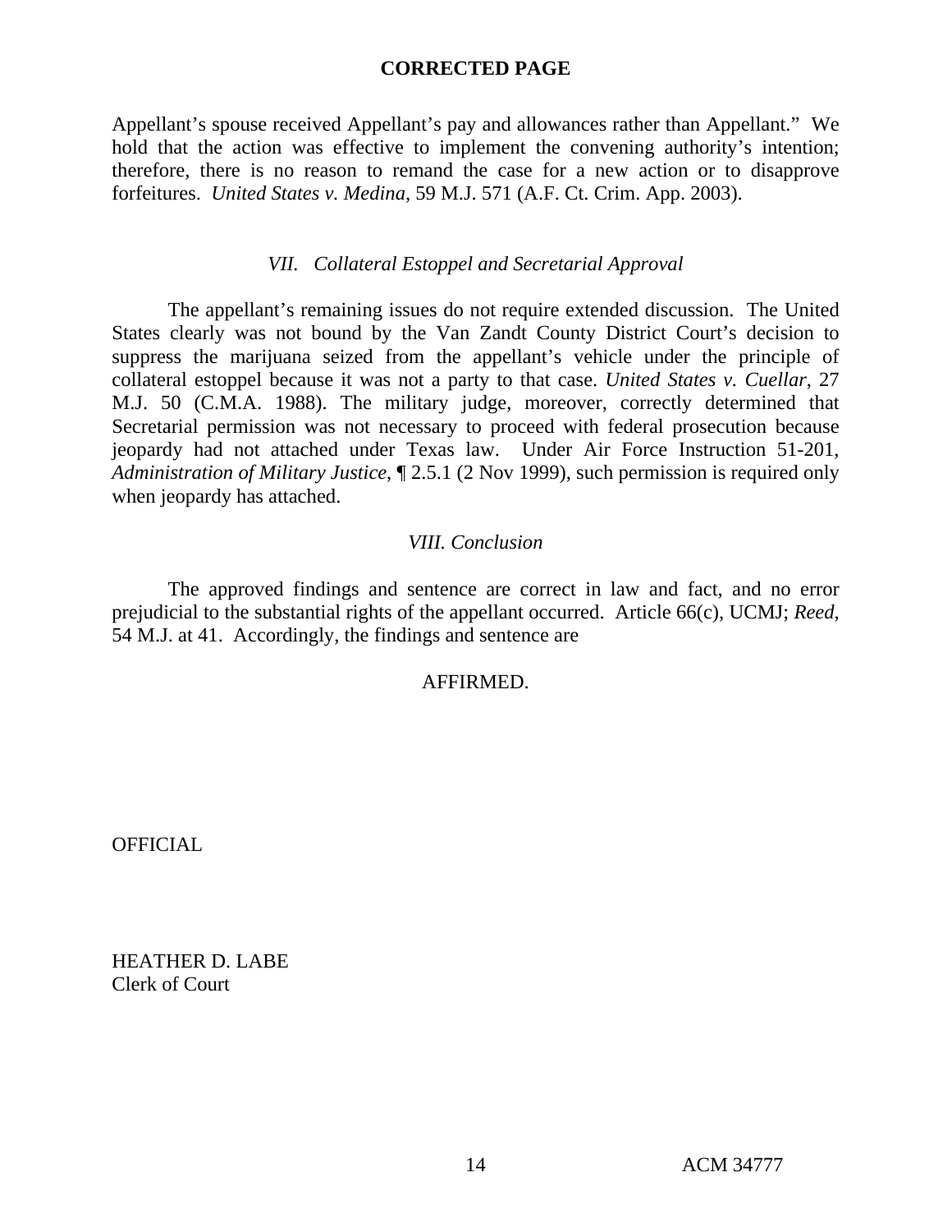**CORRECTED PAGE**

Appellant's spouse received Appellant's pay and allowances rather than Appellant." We hold that the action was effective to implement the convening authority's intention; therefore, there is no reason to remand the case for a new action or to disapprove forfeitures. *United States v. Medina*, 59 M.J. 571 (A.F. Ct. Crim. App. 2003).

### *VII. Collateral Estoppel and Secretarial Approval*

The appellant's remaining issues do not require extended discussion. The United States clearly was not bound by the Van Zandt County District Court's decision to suppress the marijuana seized from the appellant's vehicle under the principle of collateral estoppel because it was not a party to that case. *United States v. Cuellar*, 27 M.J. 50 (C.M.A. 1988). The military judge, moreover, correctly determined that Secretarial permission was not necessary to proceed with federal prosecution because jeopardy had not attached under Texas law. Under Air Force Instruction 51-201, *Administration of Military Justice*, ¶ 2.5.1 (2 Nov 1999), such permission is required only when jeopardy has attached.

### *VIII. Conclusion*

The approved findings and sentence are correct in law and fact, and no error prejudicial to the substantial rights of the appellant occurred. Article 66(c), UCMJ; *Reed*, 54 M.J. at 41. Accordingly, the findings and sentence are

AFFIRMED.

OFFICIAL

HEATHER D. LABE
Clerk of Court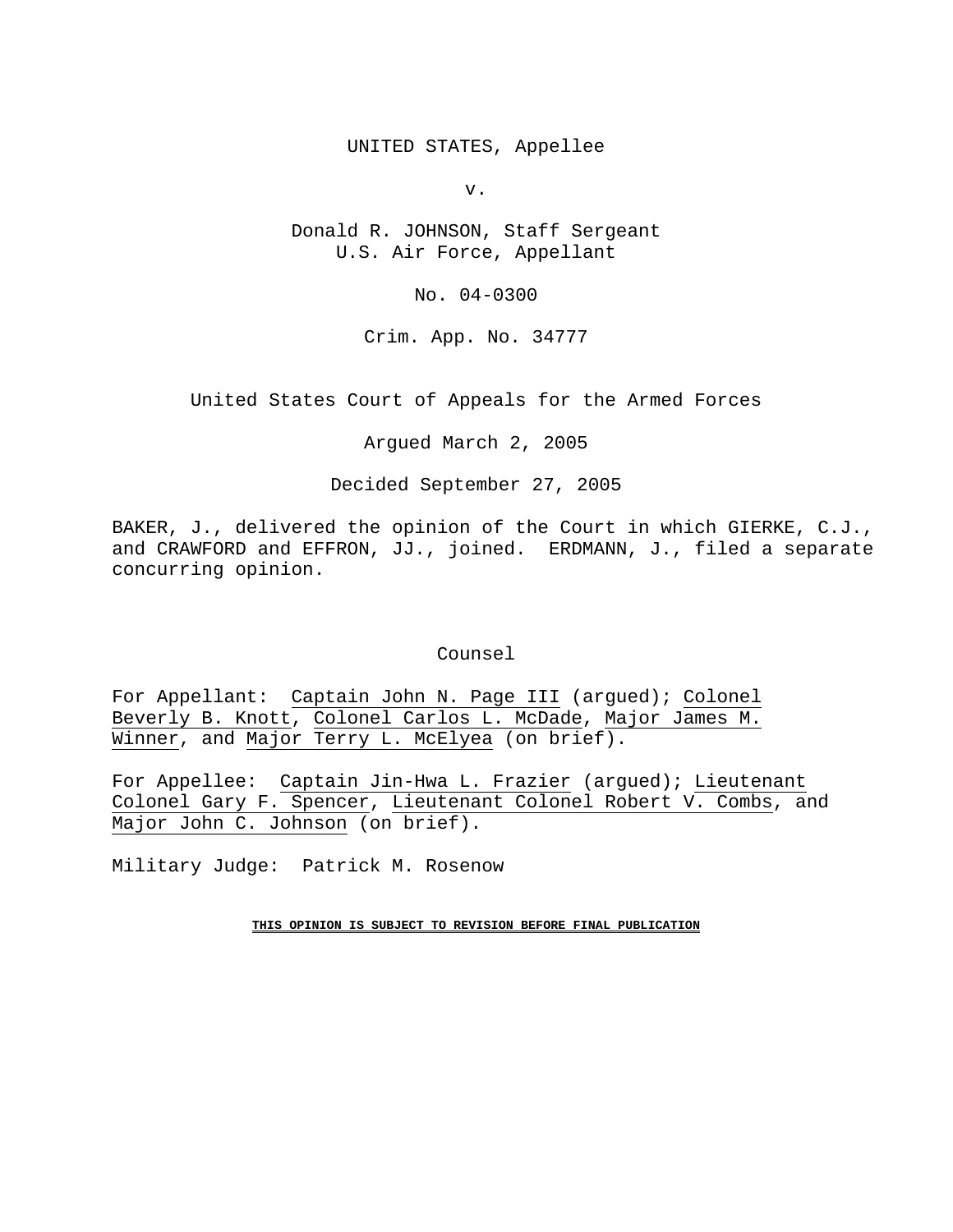UNITED STATES, Appellee

v.

Donald R. JOHNSON, Staff Sergeant
U.S. Air Force, Appellant

No. 04-0300

Crim. App. No. 34777

United States Court of Appeals for the Armed Forces

Argued March 2, 2005

Decided September 27, 2005

BAKER, J., delivered the opinion of the Court in which GIERKE, C.J., and CRAWFORD and EFFRON, JJ., joined. ERDMANN, J., filed a separate concurring opinion.

Counsel

For Appellant: Captain John N. Page III (argued); Colonel Beverly B. Knott, Colonel Carlos L. McDade, Major James M. Winner, and Major Terry L. McElyea (on brief).

For Appellee: Captain Jin-Hwa L. Frazier (argued); Lieutenant Colonel Gary F. Spencer, Lieutenant Colonel Robert V. Combs, and Major John C. Johnson (on brief).

Military Judge: Patrick M. Rosenow

**THIS OPINION IS SUBJECT TO REVISION BEFORE FINAL PUBLICATION**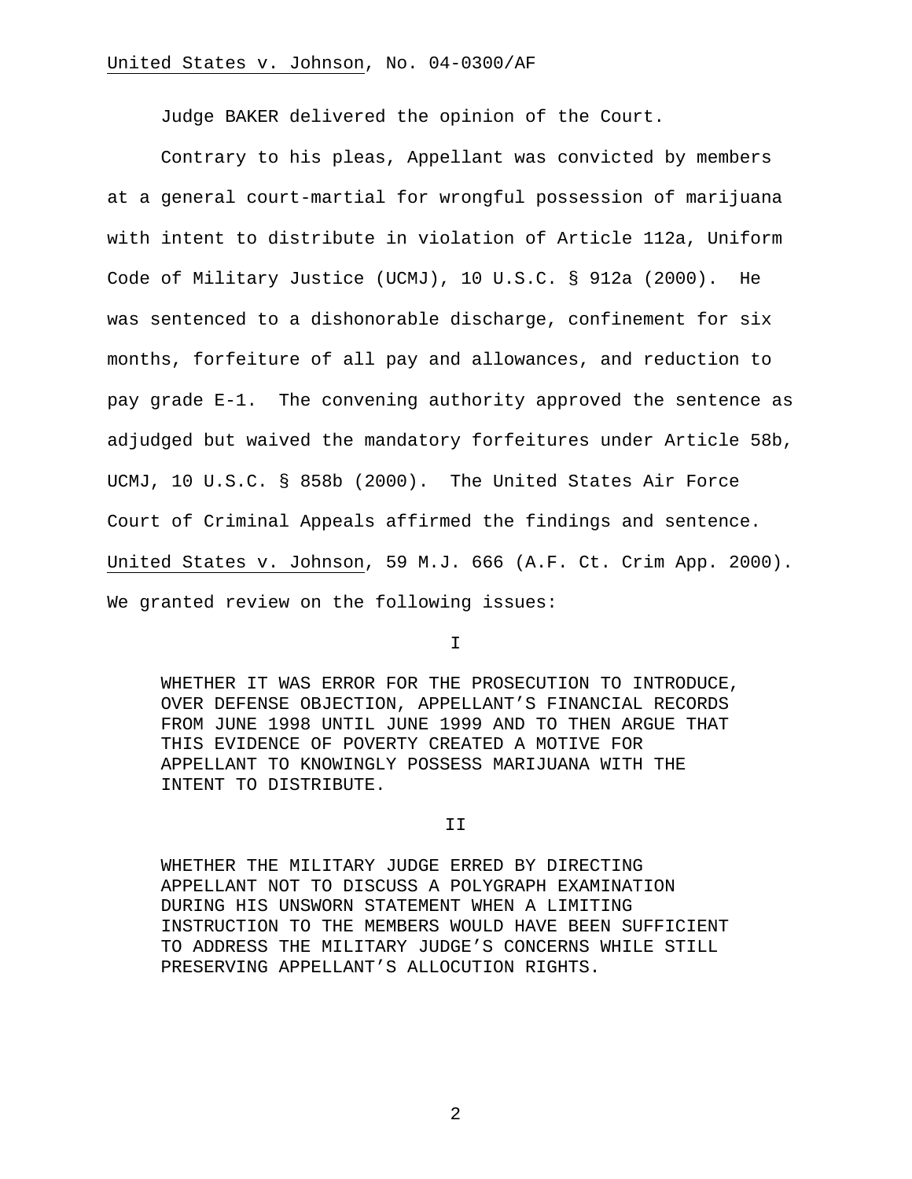Judge BAKER delivered the opinion of the Court.

Contrary to his pleas, Appellant was convicted by members at a general court-martial for wrongful possession of marijuana with intent to distribute in violation of Article 112a, Uniform Code of Military Justice (UCMJ), 10 U.S.C. § 912a (2000). He was sentenced to a dishonorable discharge, confinement for six months, forfeiture of all pay and allowances, and reduction to pay grade E-1. The convening authority approved the sentence as adjudged but waived the mandatory forfeitures under Article 58b, UCMJ, 10 U.S.C. § 858b (2000). The United States Air Force Court of Criminal Appeals affirmed the findings and sentence. United States v. Johnson, 59 M.J. 666 (A.F. Ct. Crim App. 2000). We granted review on the following issues:

I

> WHETHER IT WAS ERROR FOR THE PROSECUTION TO INTRODUCE, OVER DEFENSE OBJECTION, APPELLANT'S FINANCIAL RECORDS FROM JUNE 1998 UNTIL JUNE 1999 AND TO THEN ARGUE THAT THIS EVIDENCE OF POVERTY CREATED A MOTIVE FOR APPELLANT TO KNOWINGLY POSSESS MARIJUANA WITH THE INTENT TO DISTRIBUTE.

II

> WHETHER THE MILITARY JUDGE ERRED BY DIRECTING APPELLANT NOT TO DISCUSS A POLYGRAPH EXAMINATION DURING HIS UNSWORN STATEMENT WHEN A LIMITING INSTRUCTION TO THE MEMBERS WOULD HAVE BEEN SUFFICIENT TO ADDRESS THE MILITARY JUDGE'S CONCERNS WHILE STILL PRESERVING APPELLANT'S ALLOCUTION RIGHTS.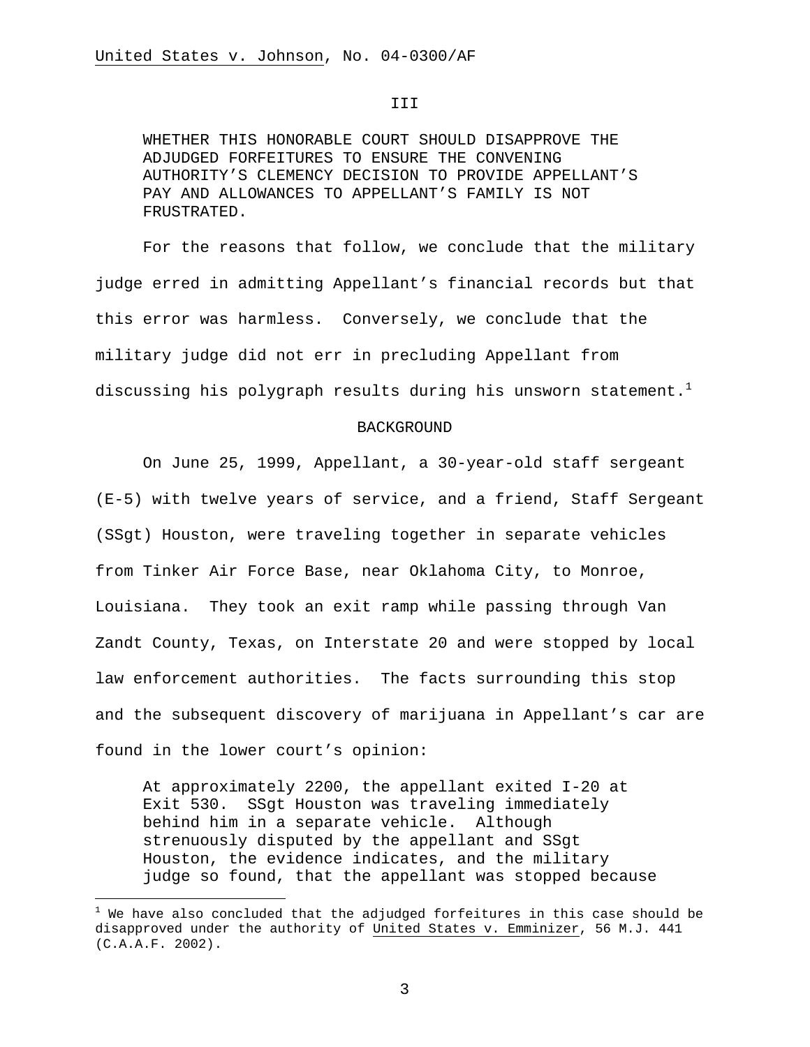III

WHETHER THIS HONORABLE COURT SHOULD DISAPPROVE THE ADJUDGED FORFEITURES TO ENSURE THE CONVENING AUTHORITY'S CLEMENCY DECISION TO PROVIDE APPELLANT'S PAY AND ALLOWANCES TO APPELLANT'S FAMILY IS NOT FRUSTRATED.

For the reasons that follow, we conclude that the military judge erred in admitting Appellant's financial records but that this error was harmless. Conversely, we conclude that the military judge did not err in precluding Appellant from discussing his polygraph results during his unsworn statement.[1]

BACKGROUND

On June 25, 1999, Appellant, a 30-year-old staff sergeant (E-5) with twelve years of service, and a friend, Staff Sergeant (SSgt) Houston, were traveling together in separate vehicles from Tinker Air Force Base, near Oklahoma City, to Monroe, Louisiana. They took an exit ramp while passing through Van Zandt County, Texas, on Interstate 20 and were stopped by local law enforcement authorities. The facts surrounding this stop and the subsequent discovery of marijuana in Appellant's car are found in the lower court's opinion:

> At approximately 2200, the appellant exited I-20 at Exit 530. SSgt Houston was traveling immediately behind him in a separate vehicle. Although strenuously disputed by the appellant and SSgt Houston, the evidence indicates, and the military judge so found, that the appellant was stopped because

[1] We have also concluded that the adjudged forfeitures in this case should be disapproved under the authority of United States v. Emminizer, 56 M.J. 441 (C.A.A.F. 2002).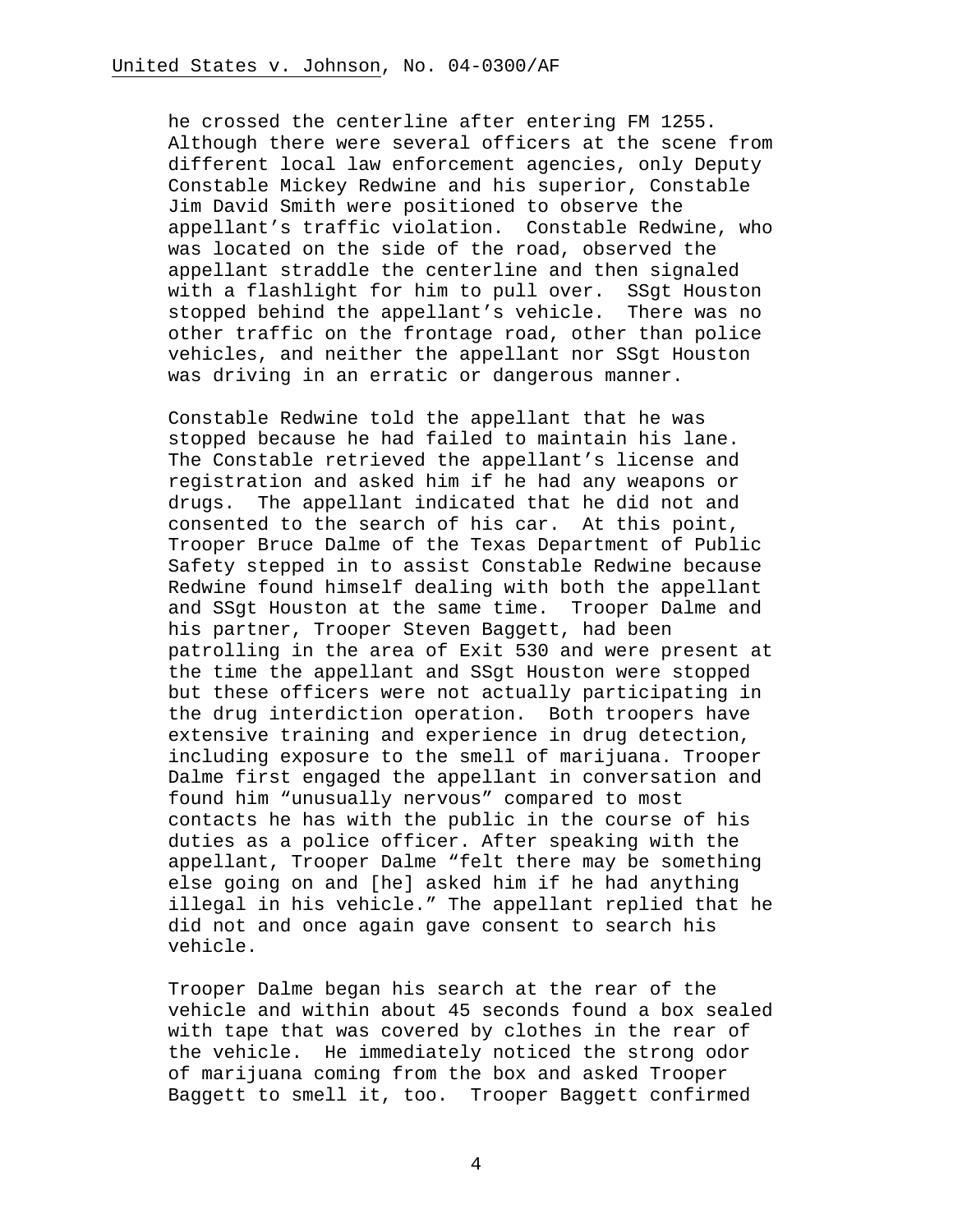he crossed the centerline after entering FM 1255. Although there were several officers at the scene from different local law enforcement agencies, only Deputy Constable Mickey Redwine and his superior, Constable Jim David Smith were positioned to observe the appellant's traffic violation. Constable Redwine, who was located on the side of the road, observed the appellant straddle the centerline and then signaled with a flashlight for him to pull over. SSgt Houston stopped behind the appellant's vehicle. There was no other traffic on the frontage road, other than police vehicles, and neither the appellant nor SSgt Houston was driving in an erratic or dangerous manner.

Constable Redwine told the appellant that he was stopped because he had failed to maintain his lane. The Constable retrieved the appellant's license and registration and asked him if he had any weapons or drugs. The appellant indicated that he did not and consented to the search of his car. At this point, Trooper Bruce Dalme of the Texas Department of Public Safety stepped in to assist Constable Redwine because Redwine found himself dealing with both the appellant and SSgt Houston at the same time. Trooper Dalme and his partner, Trooper Steven Baggett, had been patrolling in the area of Exit 530 and were present at the time the appellant and SSgt Houston were stopped but these officers were not actually participating in the drug interdiction operation. Both troopers have extensive training and experience in drug detection, including exposure to the smell of marijuana. Trooper Dalme first engaged the appellant in conversation and found him "unusually nervous" compared to most contacts he has with the public in the course of his duties as a police officer. After speaking with the appellant, Trooper Dalme "felt there may be something else going on and [he] asked him if he had anything illegal in his vehicle." The appellant replied that he did not and once again gave consent to search his vehicle.

Trooper Dalme began his search at the rear of the vehicle and within about 45 seconds found a box sealed with tape that was covered by clothes in the rear of the vehicle. He immediately noticed the strong odor of marijuana coming from the box and asked Trooper Baggett to smell it, too. Trooper Baggett confirmed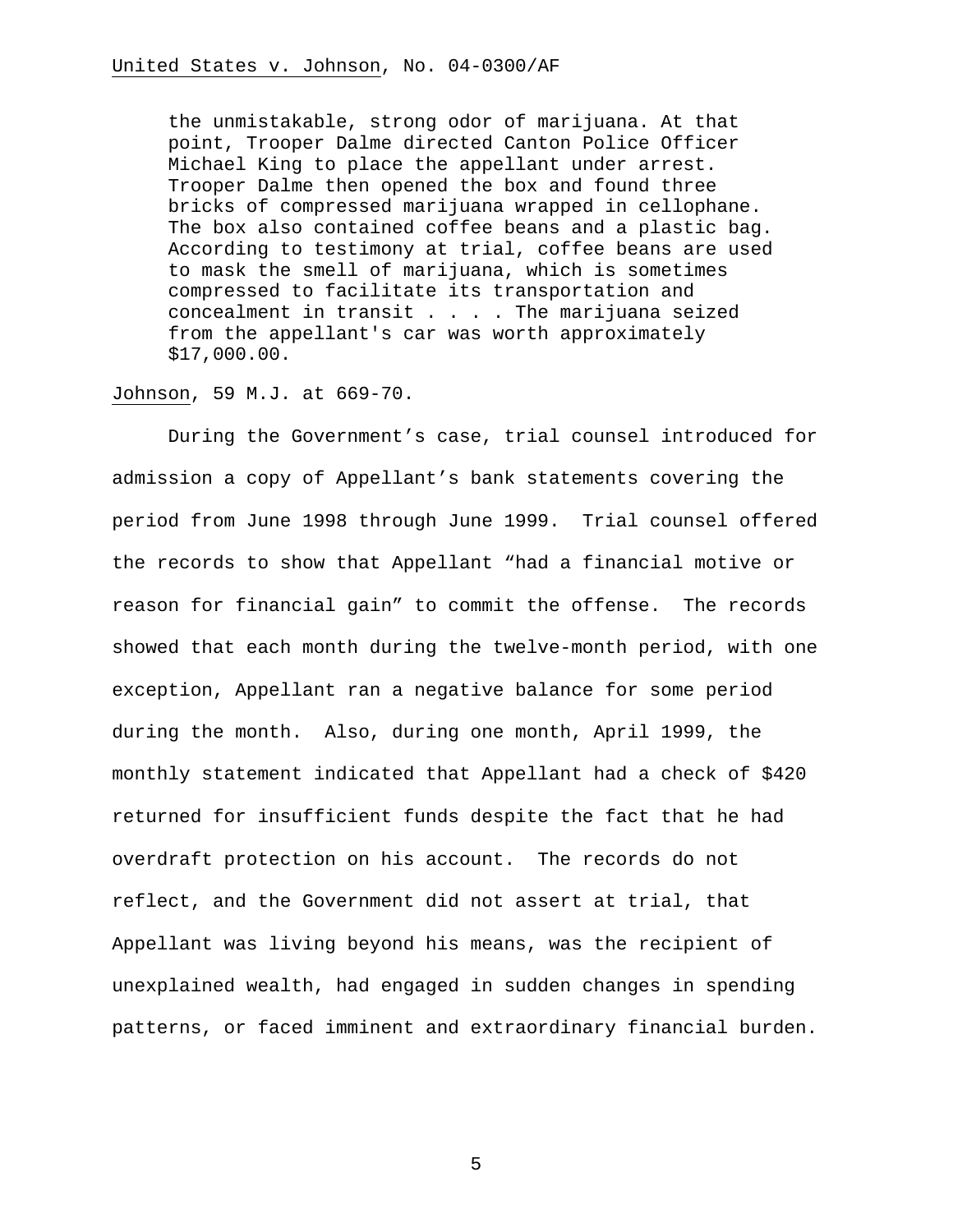> the unmistakable, strong odor of marijuana. At that point, Trooper Dalme directed Canton Police Officer Michael King to place the appellant under arrest. Trooper Dalme then opened the box and found three bricks of compressed marijuana wrapped in cellophane. The box also contained coffee beans and a plastic bag. According to testimony at trial, coffee beans are used to mask the smell of marijuana, which is sometimes compressed to facilitate its transportation and concealment in transit . . . . The marijuana seized from the appellant's car was worth approximately $17,000.00.

Johnson, 59 M.J. at 669-70.

During the Government's case, trial counsel introduced for admission a copy of Appellant's bank statements covering the period from June 1998 through June 1999. Trial counsel offered the records to show that Appellant "had a financial motive or reason for financial gain" to commit the offense. The records showed that each month during the twelve-month period, with one exception, Appellant ran a negative balance for some period during the month. Also, during one month, April 1999, the monthly statement indicated that Appellant had a check of $420 returned for insufficient funds despite the fact that he had overdraft protection on his account. The records do not reflect, and the Government did not assert at trial, that Appellant was living beyond his means, was the recipient of unexplained wealth, had engaged in sudden changes in spending patterns, or faced imminent and extraordinary financial burden.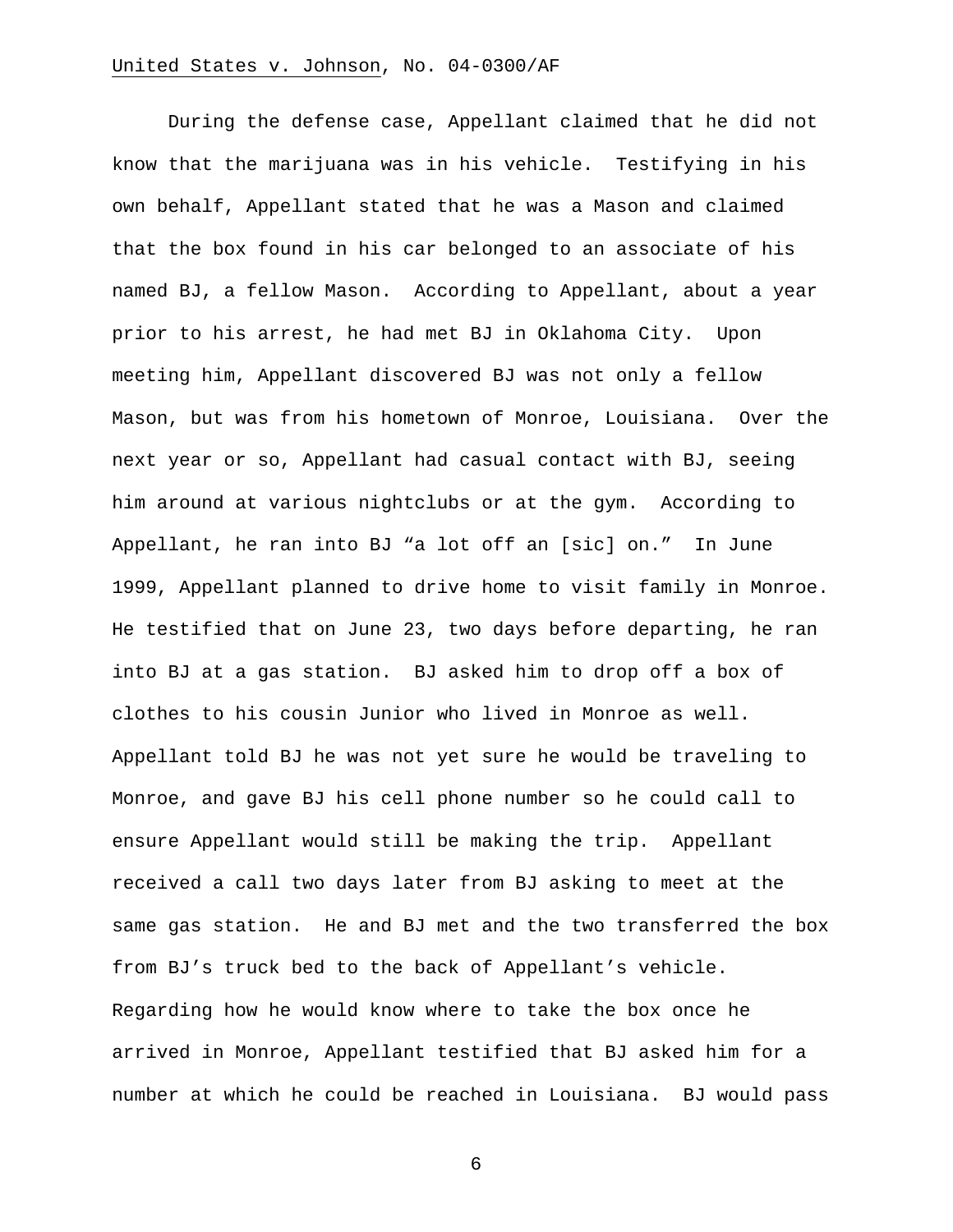During the defense case, Appellant claimed that he did not know that the marijuana was in his vehicle. Testifying in his own behalf, Appellant stated that he was a Mason and claimed that the box found in his car belonged to an associate of his named BJ, a fellow Mason. According to Appellant, about a year prior to his arrest, he had met BJ in Oklahoma City. Upon meeting him, Appellant discovered BJ was not only a fellow Mason, but was from his hometown of Monroe, Louisiana. Over the next year or so, Appellant had casual contact with BJ, seeing him around at various nightclubs or at the gym. According to Appellant, he ran into BJ "a lot off an [sic] on." In June 1999, Appellant planned to drive home to visit family in Monroe. He testified that on June 23, two days before departing, he ran into BJ at a gas station. BJ asked him to drop off a box of clothes to his cousin Junior who lived in Monroe as well. Appellant told BJ he was not yet sure he would be traveling to Monroe, and gave BJ his cell phone number so he could call to ensure Appellant would still be making the trip. Appellant received a call two days later from BJ asking to meet at the same gas station. He and BJ met and the two transferred the box from BJ's truck bed to the back of Appellant's vehicle. Regarding how he would know where to take the box once he arrived in Monroe, Appellant testified that BJ asked him for a number at which he could be reached in Louisiana. BJ would pass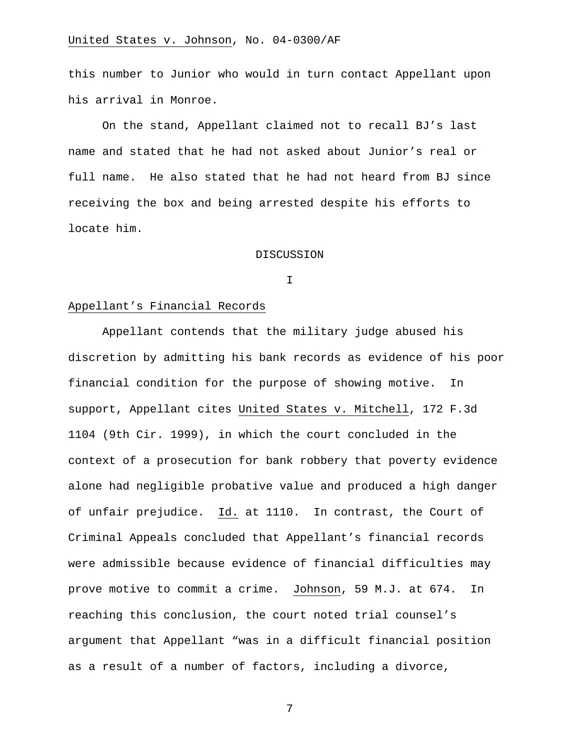this number to Junior who would in turn contact Appellant upon his arrival in Monroe.

On the stand, Appellant claimed not to recall BJ's last name and stated that he had not asked about Junior's real or full name. He also stated that he had not heard from BJ since receiving the box and being arrested despite his efforts to locate him.

## DISCUSSION

### I

### Appellant's Financial Records

Appellant contends that the military judge abused his discretion by admitting his bank records as evidence of his poor financial condition for the purpose of showing motive. In support, Appellant cites United States v. Mitchell, 172 F.3d 1104 (9th Cir. 1999), in which the court concluded in the context of a prosecution for bank robbery that poverty evidence alone had negligible probative value and produced a high danger of unfair prejudice. Id. at 1110. In contrast, the Court of Criminal Appeals concluded that Appellant's financial records were admissible because evidence of financial difficulties may prove motive to commit a crime. Johnson, 59 M.J. at 674. In reaching this conclusion, the court noted trial counsel's argument that Appellant "was in a difficult financial position as a result of a number of factors, including a divorce,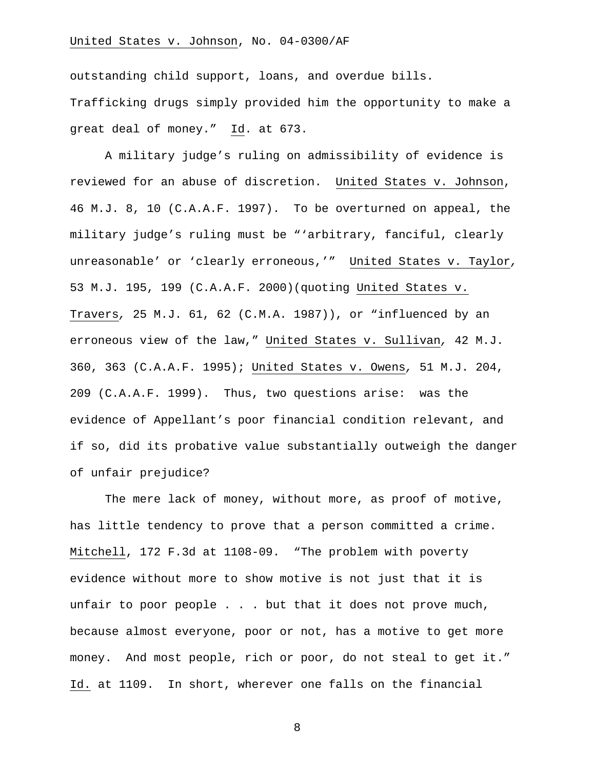outstanding child support, loans, and overdue bills. Trafficking drugs simply provided him the opportunity to make a great deal of money." Id. at 673.

A military judge's ruling on admissibility of evidence is reviewed for an abuse of discretion. United States v. Johnson, 46 M.J. 8, 10 (C.A.A.F. 1997). To be overturned on appeal, the military judge's ruling must be "'arbitrary, fanciful, clearly unreasonable' or 'clearly erroneous,'" United States v. Taylor, 53 M.J. 195, 199 (C.A.A.F. 2000)(quoting United States v. Travers, 25 M.J. 61, 62 (C.M.A. 1987)), or "influenced by an erroneous view of the law," United States v. Sullivan, 42 M.J. 360, 363 (C.A.A.F. 1995); United States v. Owens, 51 M.J. 204, 209 (C.A.A.F. 1999). Thus, two questions arise: was the evidence of Appellant's poor financial condition relevant, and if so, did its probative value substantially outweigh the danger of unfair prejudice?

The mere lack of money, without more, as proof of motive, has little tendency to prove that a person committed a crime. Mitchell, 172 F.3d at 1108-09. "The problem with poverty evidence without more to show motive is not just that it is unfair to poor people . . . but that it does not prove much, because almost everyone, poor or not, has a motive to get more money. And most people, rich or poor, do not steal to get it." Id. at 1109. In short, wherever one falls on the financial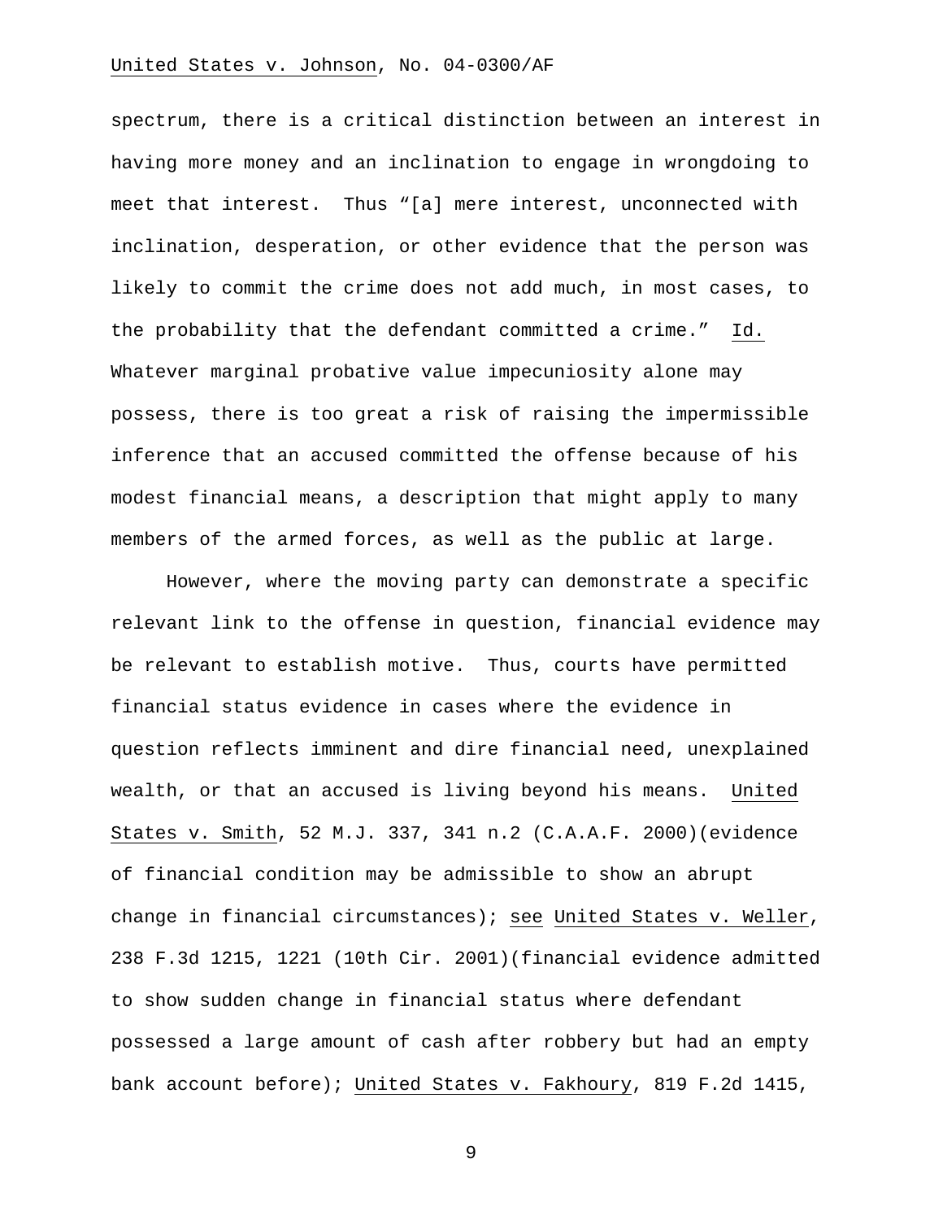spectrum, there is a critical distinction between an interest in having more money and an inclination to engage in wrongdoing to meet that interest. Thus "[a] mere interest, unconnected with inclination, desperation, or other evidence that the person was likely to commit the crime does not add much, in most cases, to the probability that the defendant committed a crime." Id. Whatever marginal probative value impecuniosity alone may possess, there is too great a risk of raising the impermissible inference that an accused committed the offense because of his modest financial means, a description that might apply to many members of the armed forces, as well as the public at large.

However, where the moving party can demonstrate a specific relevant link to the offense in question, financial evidence may be relevant to establish motive. Thus, courts have permitted financial status evidence in cases where the evidence in question reflects imminent and dire financial need, unexplained wealth, or that an accused is living beyond his means. United States v. Smith, 52 M.J. 337, 341 n.2 (C.A.A.F. 2000)(evidence of financial condition may be admissible to show an abrupt change in financial circumstances); see United States v. Weller, 238 F.3d 1215, 1221 (10th Cir. 2001)(financial evidence admitted to show sudden change in financial status where defendant possessed a large amount of cash after robbery but had an empty bank account before); United States v. Fakhoury, 819 F.2d 1415,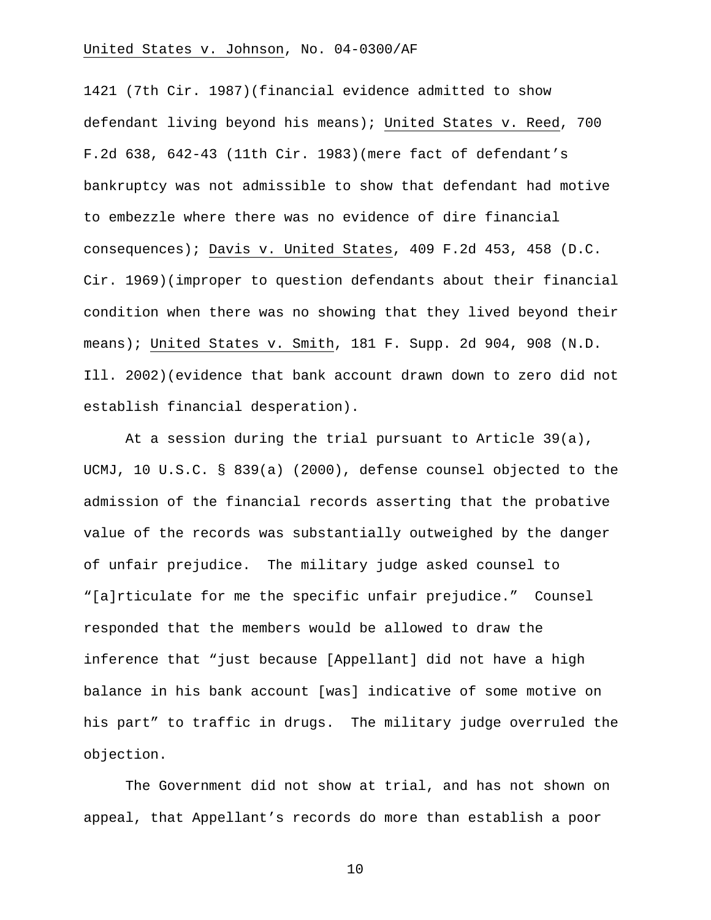1421 (7th Cir. 1987)(financial evidence admitted to show defendant living beyond his means); United States v. Reed, 700 F.2d 638, 642-43 (11th Cir. 1983)(mere fact of defendant's bankruptcy was not admissible to show that defendant had motive to embezzle where there was no evidence of dire financial consequences); Davis v. United States, 409 F.2d 453, 458 (D.C. Cir. 1969)(improper to question defendants about their financial condition when there was no showing that they lived beyond their means); United States v. Smith, 181 F. Supp. 2d 904, 908 (N.D. Ill. 2002)(evidence that bank account drawn down to zero did not establish financial desperation).

At a session during the trial pursuant to Article 39(a), UCMJ, 10 U.S.C. § 839(a) (2000), defense counsel objected to the admission of the financial records asserting that the probative value of the records was substantially outweighed by the danger of unfair prejudice. The military judge asked counsel to "[a]rticulate for me the specific unfair prejudice." Counsel responded that the members would be allowed to draw the inference that "just because [Appellant] did not have a high balance in his bank account [was] indicative of some motive on his part" to traffic in drugs. The military judge overruled the objection.

The Government did not show at trial, and has not shown on appeal, that Appellant's records do more than establish a poor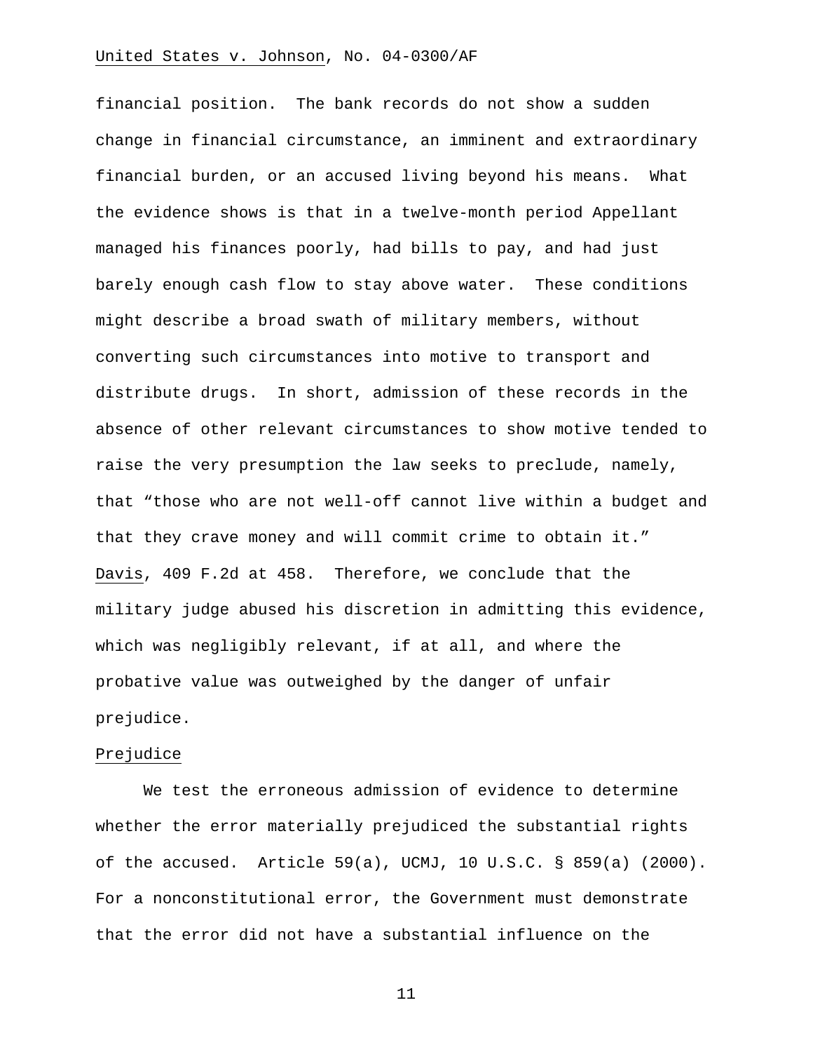financial position. The bank records do not show a sudden change in financial circumstance, an imminent and extraordinary financial burden, or an accused living beyond his means. What the evidence shows is that in a twelve-month period Appellant managed his finances poorly, had bills to pay, and had just barely enough cash flow to stay above water. These conditions might describe a broad swath of military members, without converting such circumstances into motive to transport and distribute drugs. In short, admission of these records in the absence of other relevant circumstances to show motive tended to raise the very presumption the law seeks to preclude, namely, that "those who are not well-off cannot live within a budget and that they crave money and will commit crime to obtain it." Davis, 409 F.2d at 458. Therefore, we conclude that the military judge abused his discretion in admitting this evidence, which was negligibly relevant, if at all, and where the probative value was outweighed by the danger of unfair prejudice.

Prejudice

We test the erroneous admission of evidence to determine whether the error materially prejudiced the substantial rights of the accused. Article 59(a), UCMJ, 10 U.S.C. § 859(a) (2000). For a nonconstitutional error, the Government must demonstrate that the error did not have a substantial influence on the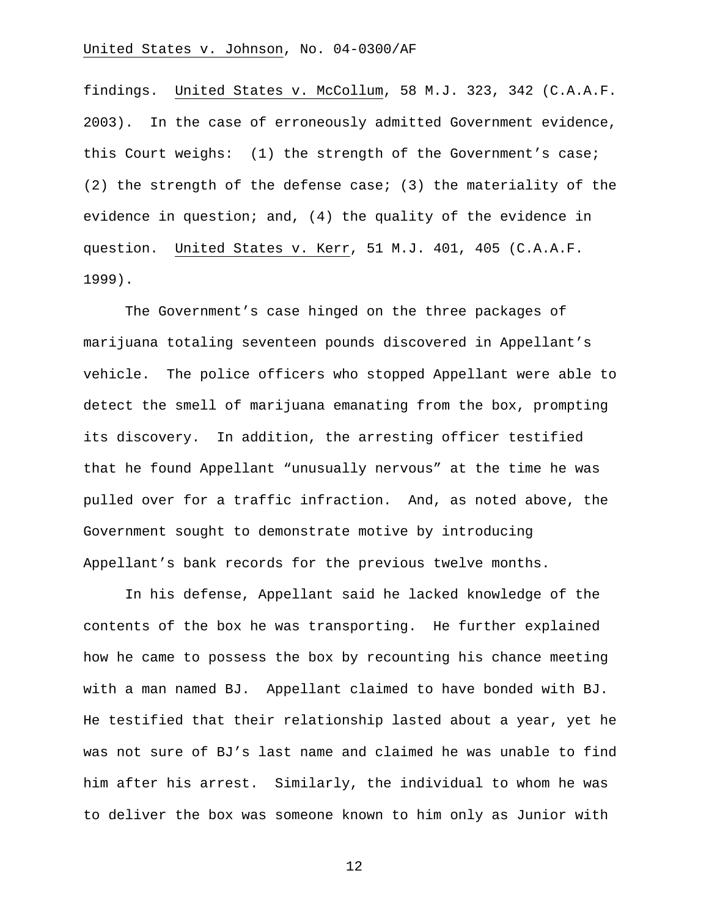findings. United States v. McCollum, 58 M.J. 323, 342 (C.A.A.F. 2003). In the case of erroneously admitted Government evidence, this Court weighs: (1) the strength of the Government's case; (2) the strength of the defense case; (3) the materiality of the evidence in question; and, (4) the quality of the evidence in question. United States v. Kerr, 51 M.J. 401, 405 (C.A.A.F. 1999).

The Government's case hinged on the three packages of marijuana totaling seventeen pounds discovered in Appellant's vehicle. The police officers who stopped Appellant were able to detect the smell of marijuana emanating from the box, prompting its discovery. In addition, the arresting officer testified that he found Appellant "unusually nervous" at the time he was pulled over for a traffic infraction. And, as noted above, the Government sought to demonstrate motive by introducing Appellant's bank records for the previous twelve months.

In his defense, Appellant said he lacked knowledge of the contents of the box he was transporting. He further explained how he came to possess the box by recounting his chance meeting with a man named BJ. Appellant claimed to have bonded with BJ. He testified that their relationship lasted about a year, yet he was not sure of BJ's last name and claimed he was unable to find him after his arrest. Similarly, the individual to whom he was to deliver the box was someone known to him only as Junior with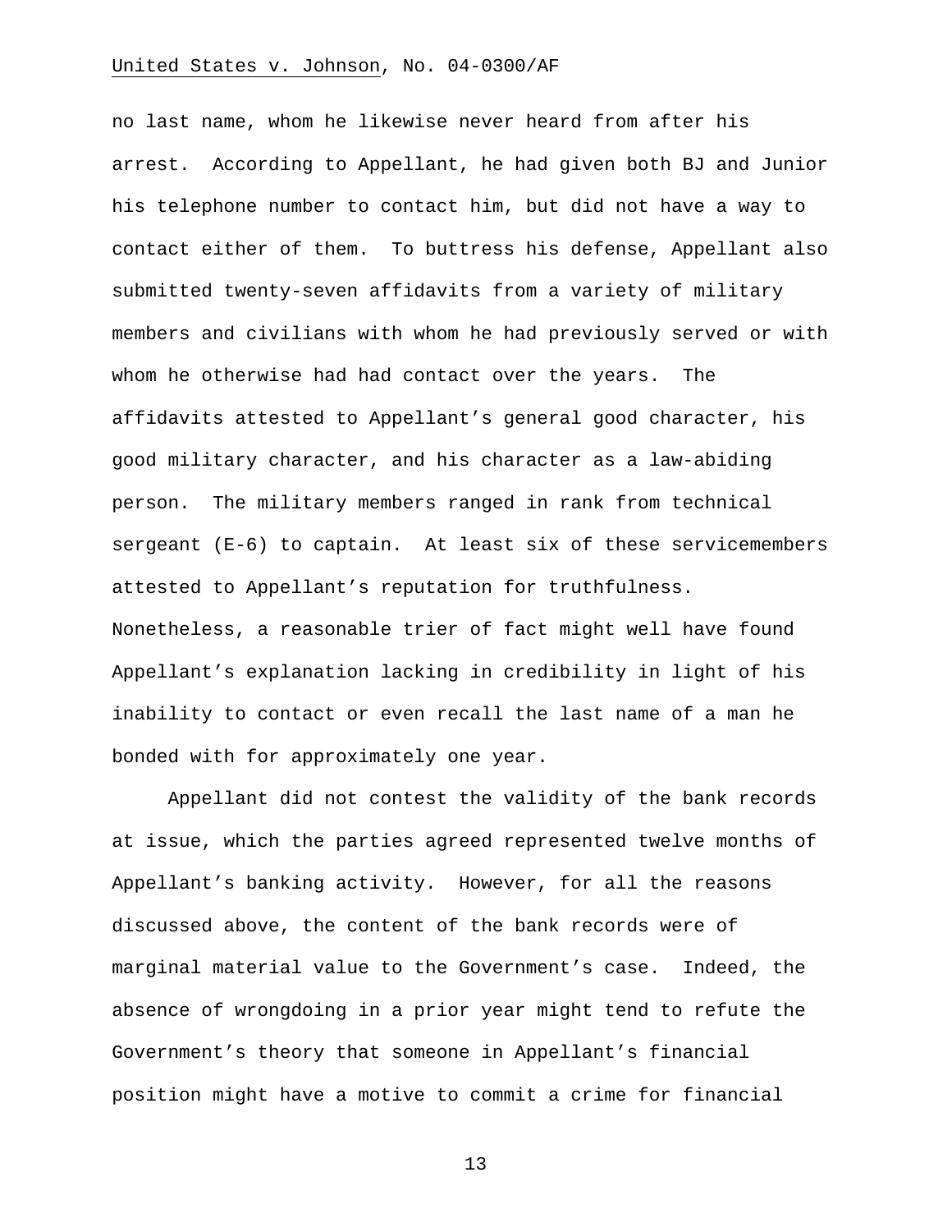no last name, whom he likewise never heard from after his arrest. According to Appellant, he had given both BJ and Junior his telephone number to contact him, but did not have a way to contact either of them. To buttress his defense, Appellant also submitted twenty-seven affidavits from a variety of military members and civilians with whom he had previously served or with whom he otherwise had had contact over the years. The affidavits attested to Appellant's general good character, his good military character, and his character as a law-abiding person. The military members ranged in rank from technical sergeant (E-6) to captain. At least six of these servicemembers attested to Appellant's reputation for truthfulness. Nonetheless, a reasonable trier of fact might well have found Appellant's explanation lacking in credibility in light of his inability to contact or even recall the last name of a man he bonded with for approximately one year.

Appellant did not contest the validity of the bank records at issue, which the parties agreed represented twelve months of Appellant's banking activity. However, for all the reasons discussed above, the content of the bank records were of marginal material value to the Government's case. Indeed, the absence of wrongdoing in a prior year might tend to refute the Government's theory that someone in Appellant's financial position might have a motive to commit a crime for financial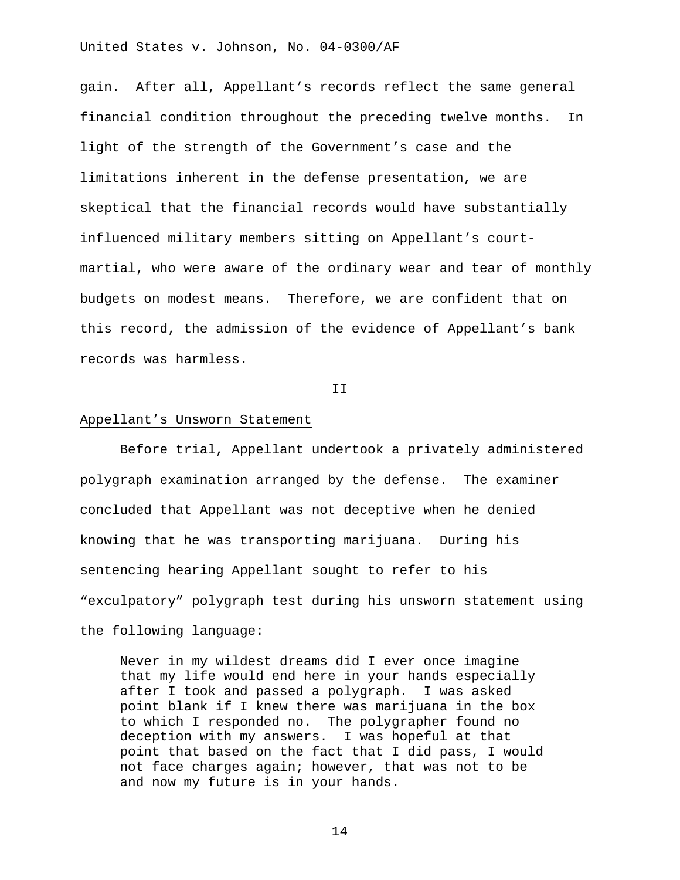gain. After all, Appellant's records reflect the same general financial condition throughout the preceding twelve months. In light of the strength of the Government's case and the limitations inherent in the defense presentation, we are skeptical that the financial records would have substantially influenced military members sitting on Appellant's court-martial, who were aware of the ordinary wear and tear of monthly budgets on modest means. Therefore, we are confident that on this record, the admission of the evidence of Appellant's bank records was harmless.

II

Appellant's Unsworn Statement

Before trial, Appellant undertook a privately administered polygraph examination arranged by the defense. The examiner concluded that Appellant was not deceptive when he denied knowing that he was transporting marijuana. During his sentencing hearing Appellant sought to refer to his "exculpatory" polygraph test during his unsworn statement using the following language:

> Never in my wildest dreams did I ever once imagine that my life would end here in your hands especially after I took and passed a polygraph. I was asked point blank if I knew there was marijuana in the box to which I responded no. The polygrapher found no deception with my answers. I was hopeful at that point that based on the fact that I did pass, I would not face charges again; however, that was not to be and now my future is in your hands.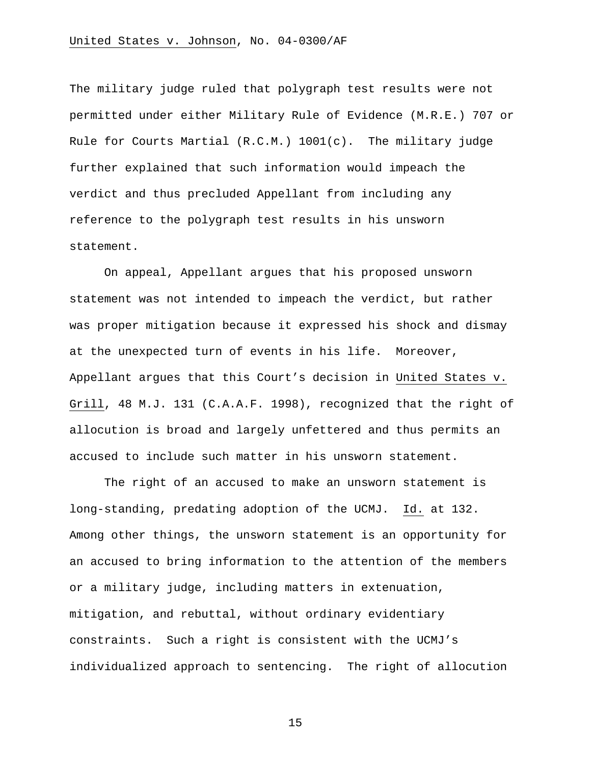The military judge ruled that polygraph test results were not permitted under either Military Rule of Evidence (M.R.E.) 707 or Rule for Courts Martial (R.C.M.) 1001(c). The military judge further explained that such information would impeach the verdict and thus precluded Appellant from including any reference to the polygraph test results in his unsworn statement.

On appeal, Appellant argues that his proposed unsworn statement was not intended to impeach the verdict, but rather was proper mitigation because it expressed his shock and dismay at the unexpected turn of events in his life. Moreover, Appellant argues that this Court's decision in United States v. Grill, 48 M.J. 131 (C.A.A.F. 1998), recognized that the right of allocution is broad and largely unfettered and thus permits an accused to include such matter in his unsworn statement.

The right of an accused to make an unsworn statement is long-standing, predating adoption of the UCMJ. Id. at 132. Among other things, the unsworn statement is an opportunity for an accused to bring information to the attention of the members or a military judge, including matters in extenuation, mitigation, and rebuttal, without ordinary evidentiary constraints. Such a right is consistent with the UCMJ's individualized approach to sentencing. The right of allocution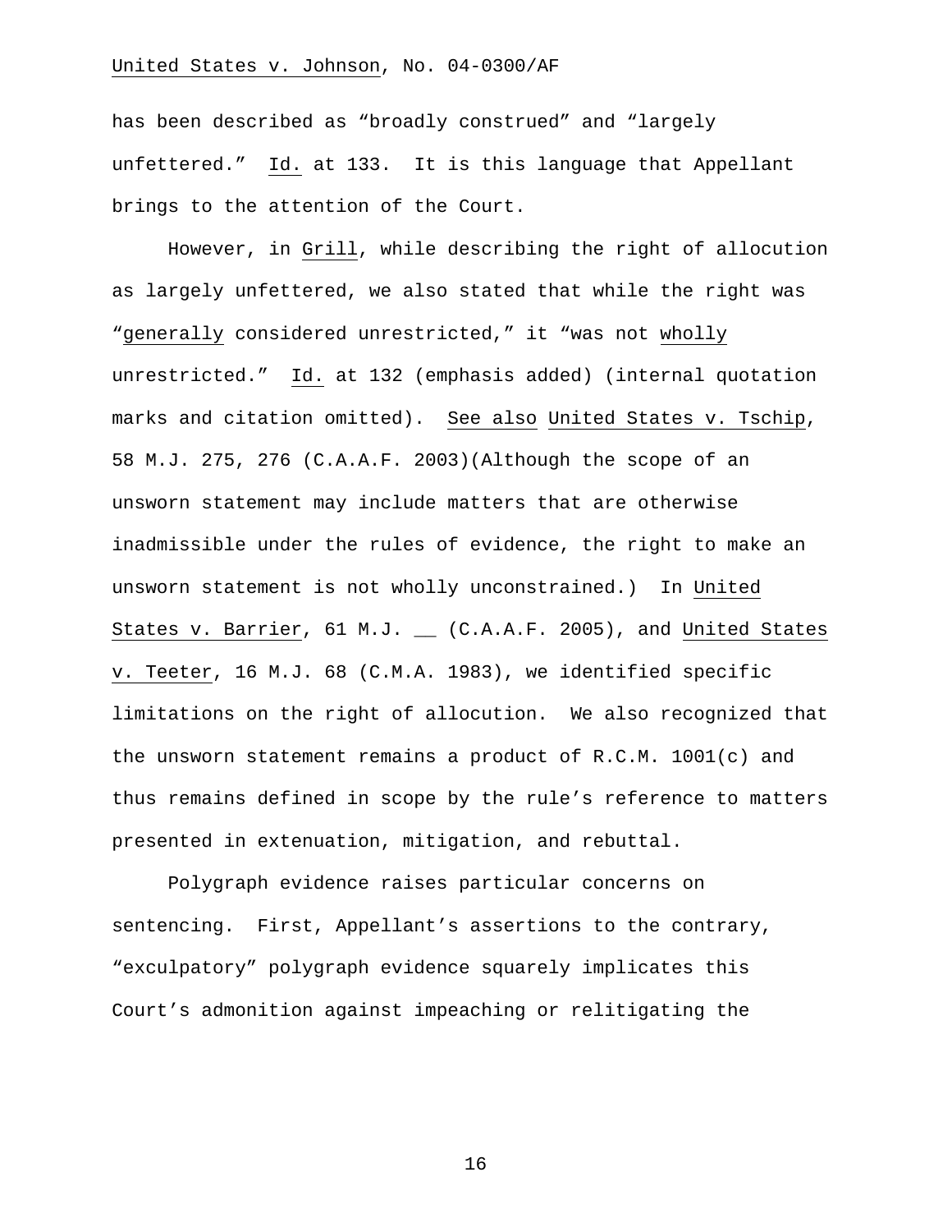has been described as "broadly construed" and "largely unfettered." Id. at 133. It is this language that Appellant brings to the attention of the Court.

However, in Grill, while describing the right of allocution as largely unfettered, we also stated that while the right was "generally considered unrestricted," it "was not wholly unrestricted." Id. at 132 (emphasis added) (internal quotation marks and citation omitted). See also United States v. Tschip, 58 M.J. 275, 276 (C.A.A.F. 2003)(Although the scope of an unsworn statement may include matters that are otherwise inadmissible under the rules of evidence, the right to make an unsworn statement is not wholly unconstrained.) In United States v. Barrier, 61 M.J. __ (C.A.A.F. 2005), and United States v. Teeter, 16 M.J. 68 (C.M.A. 1983), we identified specific limitations on the right of allocution. We also recognized that the unsworn statement remains a product of R.C.M. 1001(c) and thus remains defined in scope by the rule's reference to matters presented in extenuation, mitigation, and rebuttal.

Polygraph evidence raises particular concerns on sentencing. First, Appellant's assertions to the contrary, "exculpatory" polygraph evidence squarely implicates this Court's admonition against impeaching or relitigating the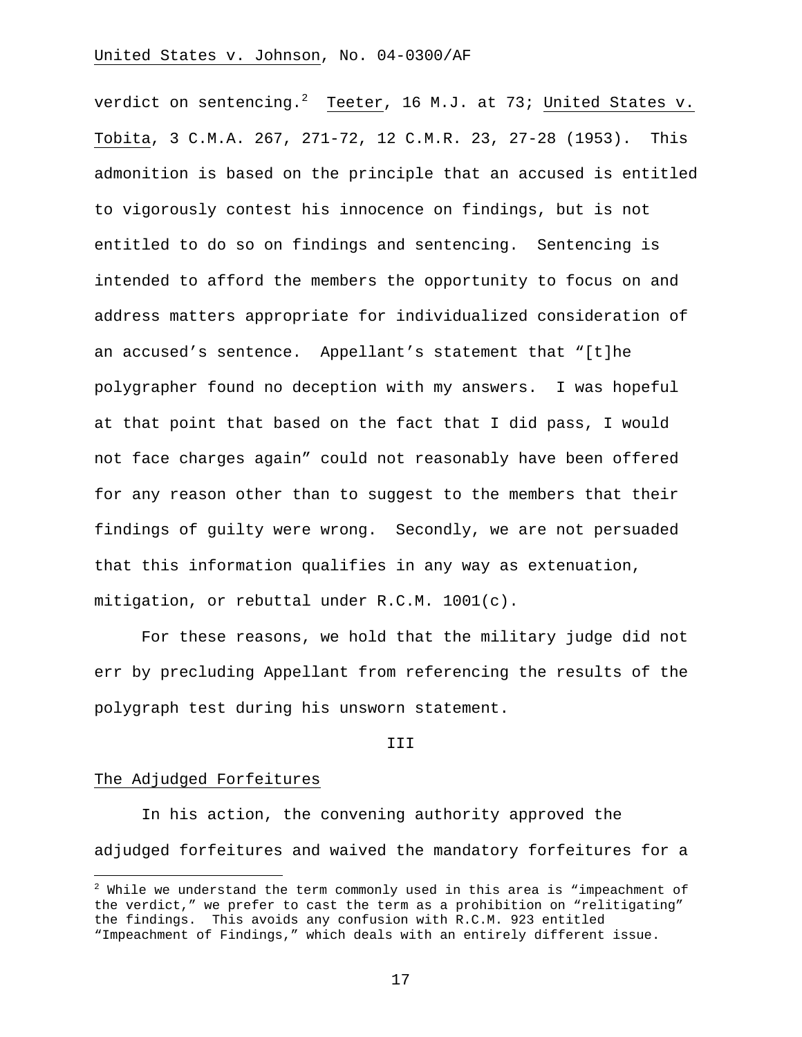verdict on sentencing.[2] Teeter, 16 M.J. at 73; United States v. Tobita, 3 C.M.A. 267, 271-72, 12 C.M.R. 23, 27-28 (1953). This admonition is based on the principle that an accused is entitled to vigorously contest his innocence on findings, but is not entitled to do so on findings and sentencing. Sentencing is intended to afford the members the opportunity to focus on and address matters appropriate for individualized consideration of an accused's sentence. Appellant's statement that "[t]he polygrapher found no deception with my answers. I was hopeful at that point that based on the fact that I did pass, I would not face charges again" could not reasonably have been offered for any reason other than to suggest to the members that their findings of guilty were wrong. Secondly, we are not persuaded that this information qualifies in any way as extenuation, mitigation, or rebuttal under R.C.M. 1001(c).

For these reasons, we hold that the military judge did not err by precluding Appellant from referencing the results of the polygraph test during his unsworn statement.

## III

### The Adjudged Forfeitures

In his action, the convening authority approved the adjudged forfeitures and waived the mandatory forfeitures for a

[2] While we understand the term commonly used in this area is "impeachment of the verdict," we prefer to cast the term as a prohibition on "relitigating" the findings. This avoids any confusion with R.C.M. 923 entitled "Impeachment of Findings," which deals with an entirely different issue.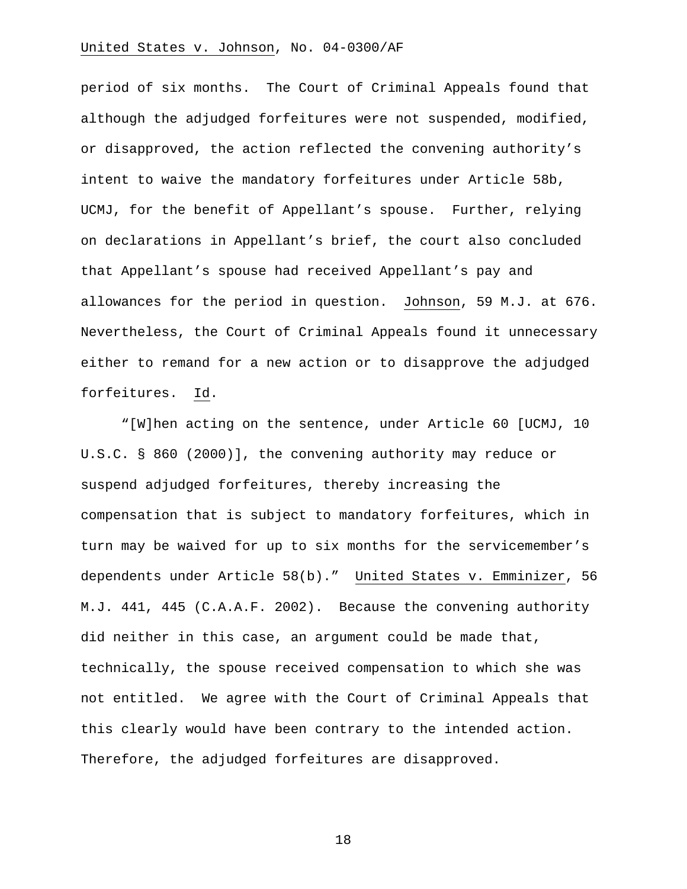period of six months. The Court of Criminal Appeals found that although the adjudged forfeitures were not suspended, modified, or disapproved, the action reflected the convening authority's intent to waive the mandatory forfeitures under Article 58b, UCMJ, for the benefit of Appellant's spouse. Further, relying on declarations in Appellant's brief, the court also concluded that Appellant's spouse had received Appellant's pay and allowances for the period in question. Johnson, 59 M.J. at 676. Nevertheless, the Court of Criminal Appeals found it unnecessary either to remand for a new action or to disapprove the adjudged forfeitures. Id.

"[W]hen acting on the sentence, under Article 60 [UCMJ, 10 U.S.C. § 860 (2000)], the convening authority may reduce or suspend adjudged forfeitures, thereby increasing the compensation that is subject to mandatory forfeitures, which in turn may be waived for up to six months for the servicemember's dependents under Article 58(b)." United States v. Emminizer, 56 M.J. 441, 445 (C.A.A.F. 2002). Because the convening authority did neither in this case, an argument could be made that, technically, the spouse received compensation to which she was not entitled. We agree with the Court of Criminal Appeals that this clearly would have been contrary to the intended action. Therefore, the adjudged forfeitures are disapproved.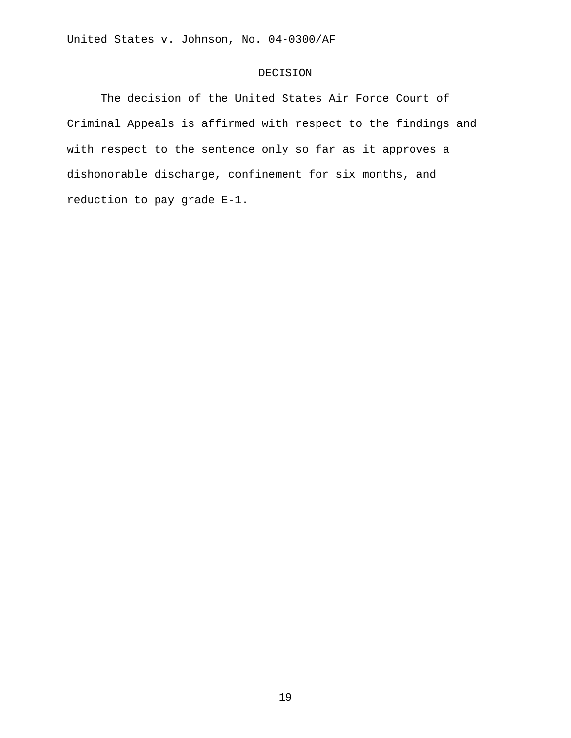## DECISION

The decision of the United States Air Force Court of Criminal Appeals is affirmed with respect to the findings and with respect to the sentence only so far as it approves a dishonorable discharge, confinement for six months, and reduction to pay grade E-1.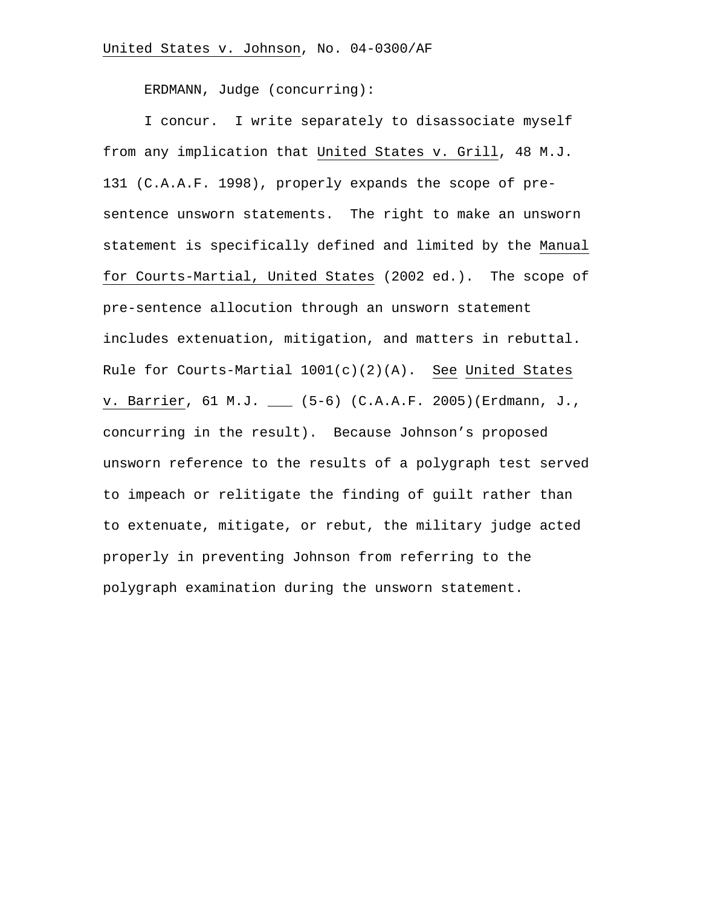United States v. Johnson, No. 04-0300/AF

ERDMANN, Judge (concurring):

I concur. I write separately to disassociate myself from any implication that United States v. Grill, 48 M.J. 131 (C.A.A.F. 1998), properly expands the scope of pre-sentence unsworn statements. The right to make an unsworn statement is specifically defined and limited by the Manual for Courts-Martial, United States (2002 ed.). The scope of pre-sentence allocution through an unsworn statement includes extenuation, mitigation, and matters in rebuttal. Rule for Courts-Martial 1001(c)(2)(A). See United States v. Barrier, 61 M.J. ___ (5-6) (C.A.A.F. 2005)(Erdmann, J., concurring in the result). Because Johnson's proposed unsworn reference to the results of a polygraph test served to impeach or relitigate the finding of guilt rather than to extenuate, mitigate, or rebut, the military judge acted properly in preventing Johnson from referring to the polygraph examination during the unsworn statement.